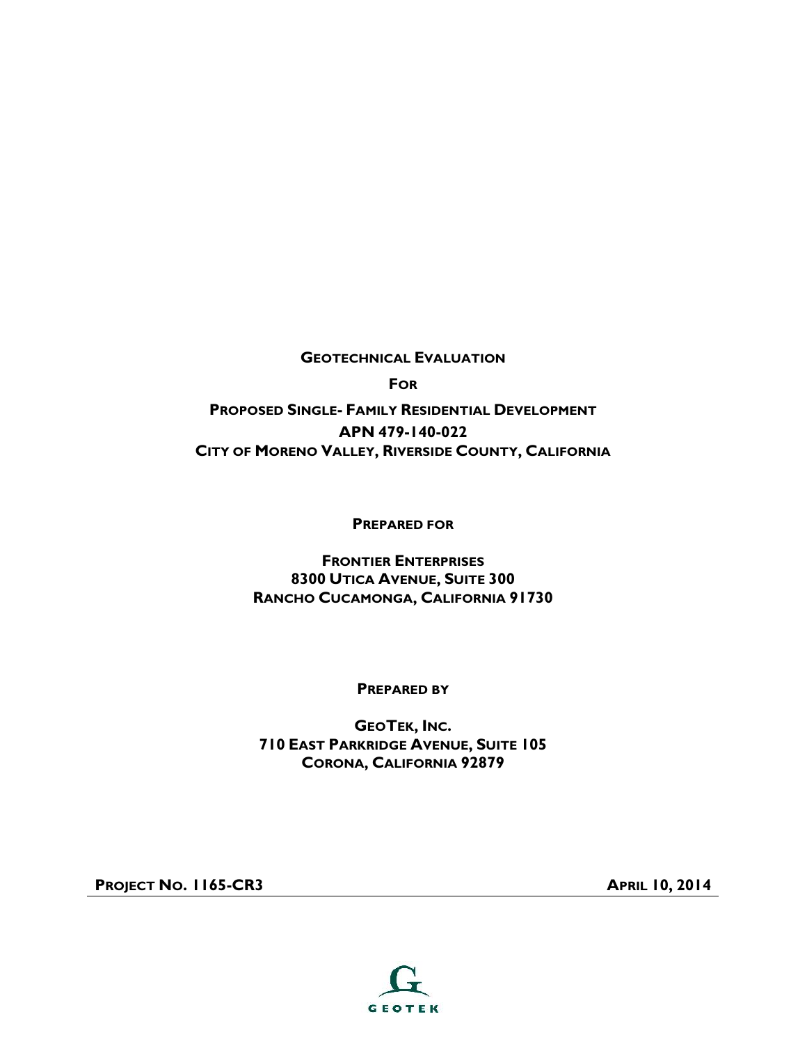**GEOTECHNICAL EVALUATION**

**FOR**

**PROPOSED SINGLE- FAMILY RESIDENTIAL DEVELOPMENT**
**APN 479-140-022**
**CITY OF MORENO VALLEY, RIVERSIDE COUNTY, CALIFORNIA**

**PREPARED FOR**

**FRONTIER ENTERPRISES**
**8300 UTICA AVENUE, SUITE 300**
**RANCHO CUCAMONGA, CALIFORNIA 91730**

**PREPARED BY**

**GEOTEK, INC.**
**710 EAST PARKRIDGE AVENUE, SUITE 105**
**CORONA, CALIFORNIA 92879**

**PROJECT NO. 1165-CR3** **APRIL 10, 2014**

GEOTEK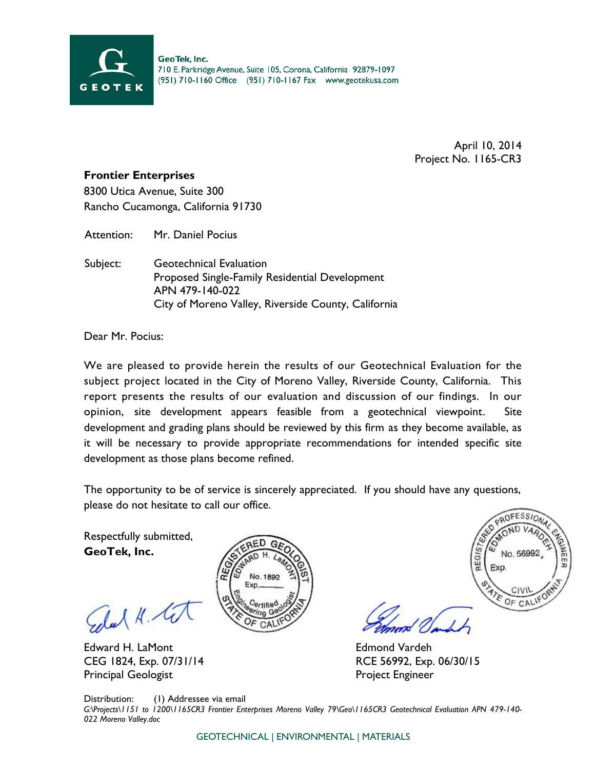GeoTek, Inc.
710 E. Parkridge Avenue, Suite 105, Corona, California 92879-1097
(951) 710-1160 Office (951) 710-1167 Fax www.geotekusa.com

April 10, 2014
Project No. 1165-CR3

**Frontier Enterprises**
8300 Utica Avenue, Suite 300
Rancho Cucamonga, California 91730

Attention: Mr. Daniel Pocius

Subject: Geotechnical Evaluation
Proposed Single-Family Residential Development
APN 479-140-022
City of Moreno Valley, Riverside County, California

Dear Mr. Pocius:

We are pleased to provide herein the results of our Geotechnical Evaluation for the subject project located in the City of Moreno Valley, Riverside County, California. This report presents the results of our evaluation and discussion of our findings. In our opinion, site development appears feasible from a geotechnical viewpoint. Site development and grading plans should be reviewed by this firm as they become available, as it will be necessary to provide appropriate recommendations for intended specific site development as those plans become refined.

The opportunity to be of service is sincerely appreciated. If you should have any questions, please do not hesitate to call our office.

Respectfully submitted,
**GeoTek, Inc.**

Edward H. LaMont
CEG 1824, Exp. 07/31/14
Principal Geologist

Edmond Vardeh
RCE 56992, Exp. 06/30/15
Project Engineer

Distribution: (1) Addressee via email
*G:\Projects\1151 to 1200\1165CR3 Frontier Enterprises Moreno Valley 79\Geo\1165CR3 Geotechnical Evaluation APN 479-140-022 Moreno Valley.doc*

GEOTECHNICAL | ENVIRONMENTAL | MATERIALS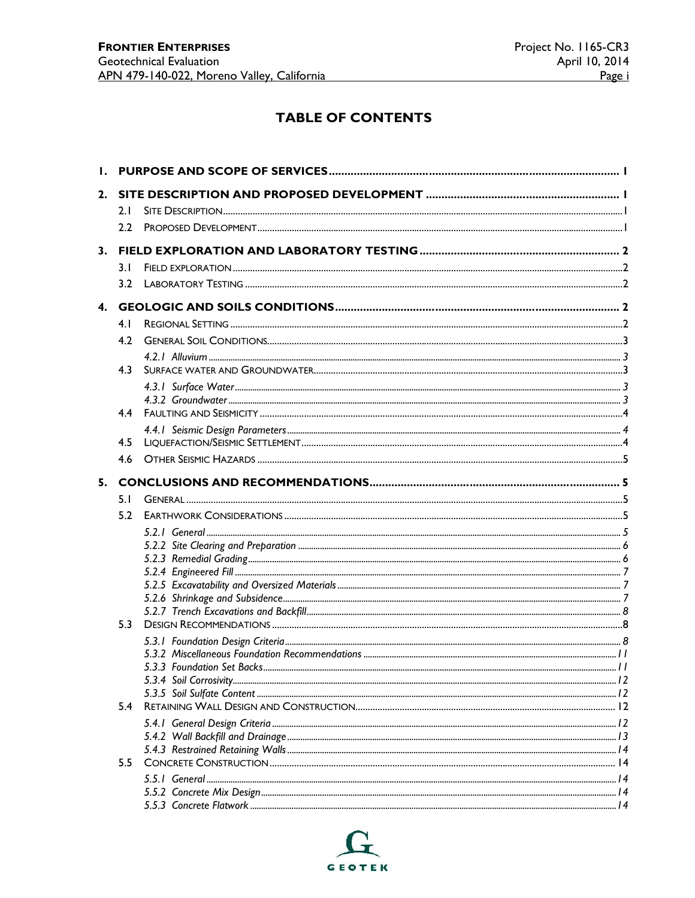# TABLE OF CONTENTS

**1. PURPOSE AND SCOPE OF SERVICES** ..... 1

**2. SITE DESCRIPTION AND PROPOSED DEVELOPMENT** ..... 1

- 2.1 SITE DESCRIPTION ..... 1
- 2.2 PROPOSED DEVELOPMENT ..... 1

**3. FIELD EXPLORATION AND LABORATORY TESTING** ..... 2

- 3.1 FIELD EXPLORATION ..... 2
- 3.2 LABORATORY TESTING ..... 2

**4. GEOLOGIC AND SOILS CONDITIONS** ..... 2

- 4.1 REGIONAL SETTING ..... 2
- 4.2 GENERAL SOIL CONDITIONS ..... 3
  - *4.2.1 Alluvium* ..... 3
- 4.3 SURFACE WATER AND GROUNDWATER ..... 3
  - *4.3.1 Surface Water* ..... 3
  - *4.3.2 Groundwater* ..... 3
- 4.4 FAULTING AND SEISMICITY ..... 4
  - *4.4.1 Seismic Design Parameters* ..... 4
- 4.5 LIQUEFACTION/SEISMIC SETTLEMENT ..... 4
- 4.6 OTHER SEISMIC HAZARDS ..... 5

**5. CONCLUSIONS AND RECOMMENDATIONS** ..... 5

- 5.1 GENERAL ..... 5
- 5.2 EARTHWORK CONSIDERATIONS ..... 5
  - *5.2.1 General* ..... 5
  - *5.2.2 Site Clearing and Preparation* ..... 6
  - *5.2.3 Remedial Grading* ..... 6
  - *5.2.4 Engineered Fill* ..... 7
  - *5.2.5 Excavatability and Oversized Materials* ..... 7
  - *5.2.6 Shrinkage and Subsidence* ..... 7
  - *5.2.7 Trench Excavations and Backfill* ..... 8
- 5.3 DESIGN RECOMMENDATIONS ..... 8
  - *5.3.1 Foundation Design Criteria* ..... 8
  - *5.3.2 Miscellaneous Foundation Recommendations* ..... 11
  - *5.3.3 Foundation Set Backs* ..... 11
  - *5.3.4 Soil Corrosivity* ..... 12
  - *5.3.5 Soil Sulfate Content* ..... 12
- 5.4 RETAINING WALL DESIGN AND CONSTRUCTION ..... 12
  - *5.4.1 General Design Criteria* ..... 12
  - *5.4.2 Wall Backfill and Drainage* ..... 13
  - *5.4.3 Restrained Retaining Walls* ..... 14
- 5.5 CONCRETE CONSTRUCTION ..... 14
  - *5.5.1 General* ..... 14
  - *5.5.2 Concrete Mix Design* ..... 14
  - *5.5.3 Concrete Flatwork* ..... 14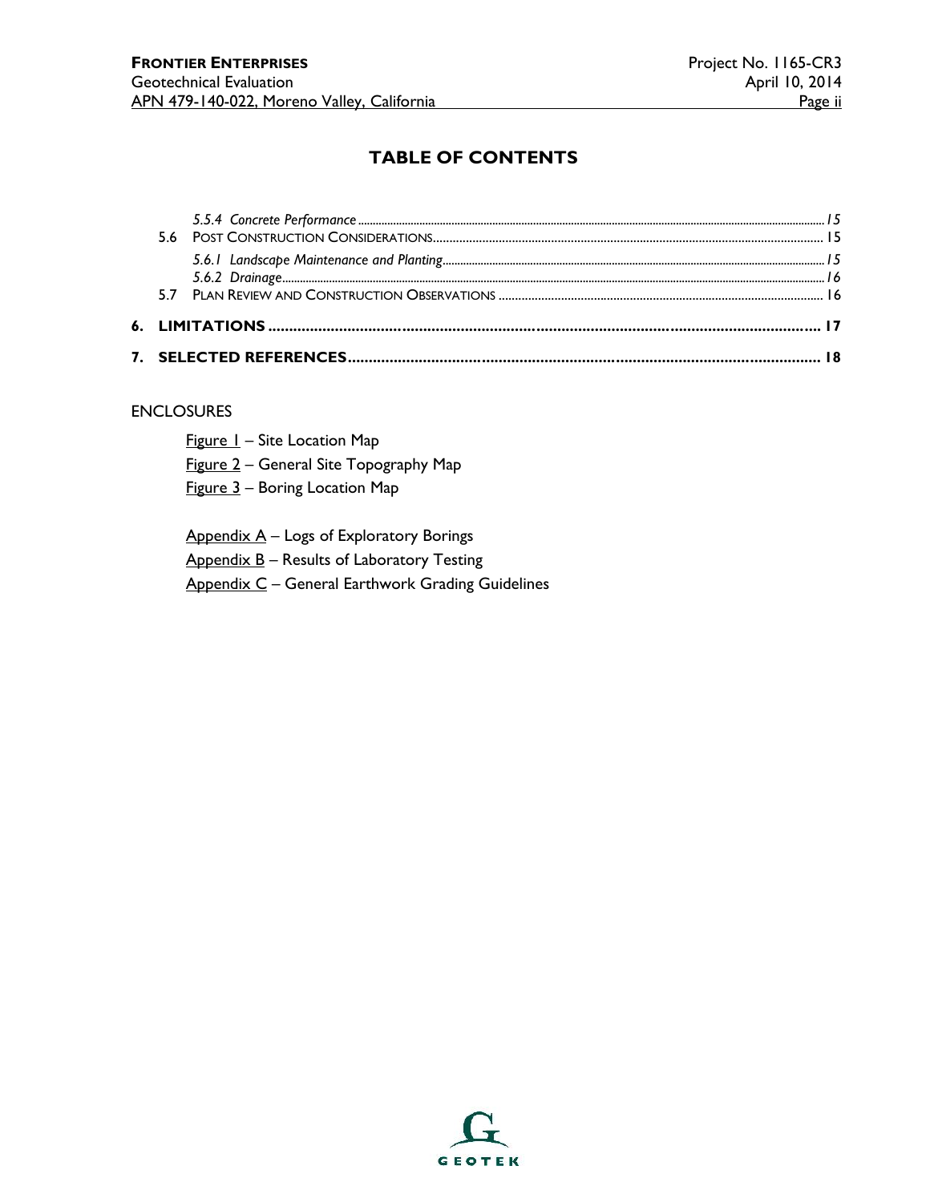## TABLE OF CONTENTS

- *5.5.4 Concrete Performance* ........ *15*
- 5.6 POST CONSTRUCTION CONSIDERATIONS ........ 15
  - *5.6.1 Landscape Maintenance and Planting* ........ *15*
  - *5.6.2 Drainage* ........ *16*
- 5.7 PLAN REVIEW AND CONSTRUCTION OBSERVATIONS ........ 16

**6. LIMITATIONS ........ 17**

**7. SELECTED REFERENCES ........ 18**

ENCLOSURES

Figure 1 – Site Location Map
Figure 2 – General Site Topography Map
Figure 3 – Boring Location Map

Appendix A – Logs of Exploratory Borings
Appendix B – Results of Laboratory Testing
Appendix C – General Earthwork Grading Guidelines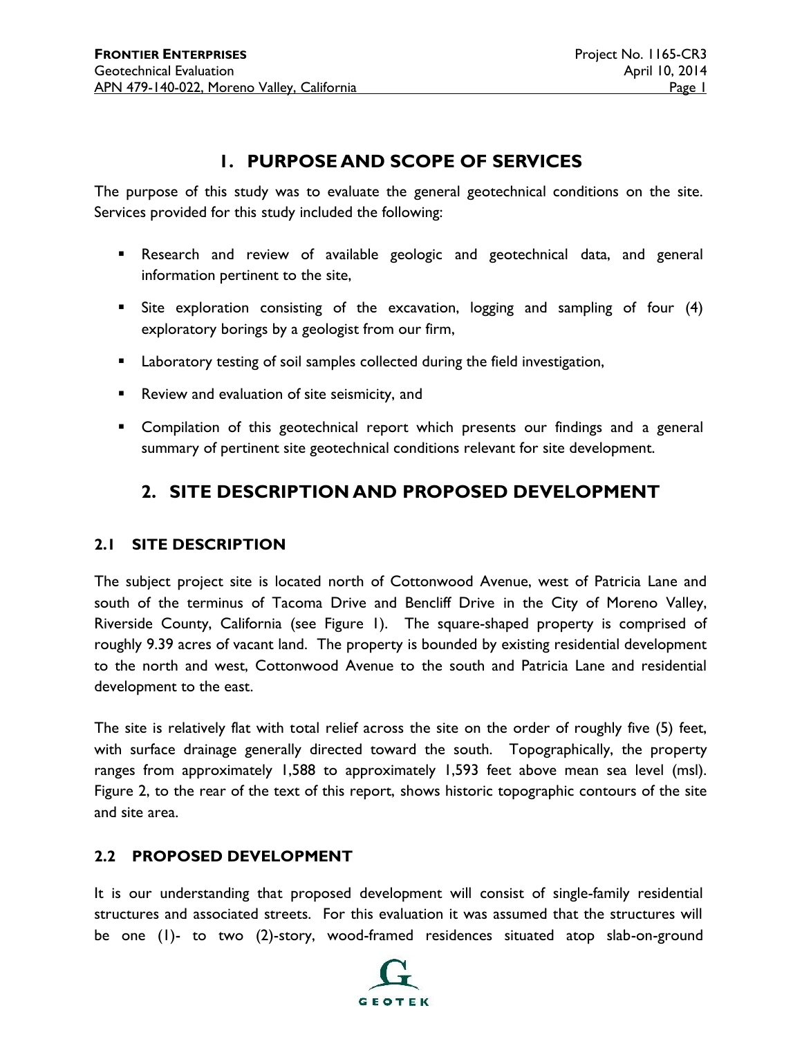# 1. PURPOSE AND SCOPE OF SERVICES

The purpose of this study was to evaluate the general geotechnical conditions on the site. Services provided for this study included the following:

- Research and review of available geologic and geotechnical data, and general information pertinent to the site,
- Site exploration consisting of the excavation, logging and sampling of four (4) exploratory borings by a geologist from our firm,
- Laboratory testing of soil samples collected during the field investigation,
- Review and evaluation of site seismicity, and
- Compilation of this geotechnical report which presents our findings and a general summary of pertinent site geotechnical conditions relevant for site development.

# 2. SITE DESCRIPTION AND PROPOSED DEVELOPMENT

## 2.1 SITE DESCRIPTION

The subject project site is located north of Cottonwood Avenue, west of Patricia Lane and south of the terminus of Tacoma Drive and Bencliff Drive in the City of Moreno Valley, Riverside County, California (see Figure 1). The square-shaped property is comprised of roughly 9.39 acres of vacant land. The property is bounded by existing residential development to the north and west, Cottonwood Avenue to the south and Patricia Lane and residential development to the east.

The site is relatively flat with total relief across the site on the order of roughly five (5) feet, with surface drainage generally directed toward the south. Topographically, the property ranges from approximately 1,588 to approximately 1,593 feet above mean sea level (msl). Figure 2, to the rear of the text of this report, shows historic topographic contours of the site and site area.

## 2.2 PROPOSED DEVELOPMENT

It is our understanding that proposed development will consist of single-family residential structures and associated streets. For this evaluation it was assumed that the structures will be one (1)- to two (2)-story, wood-framed residences situated atop slab-on-ground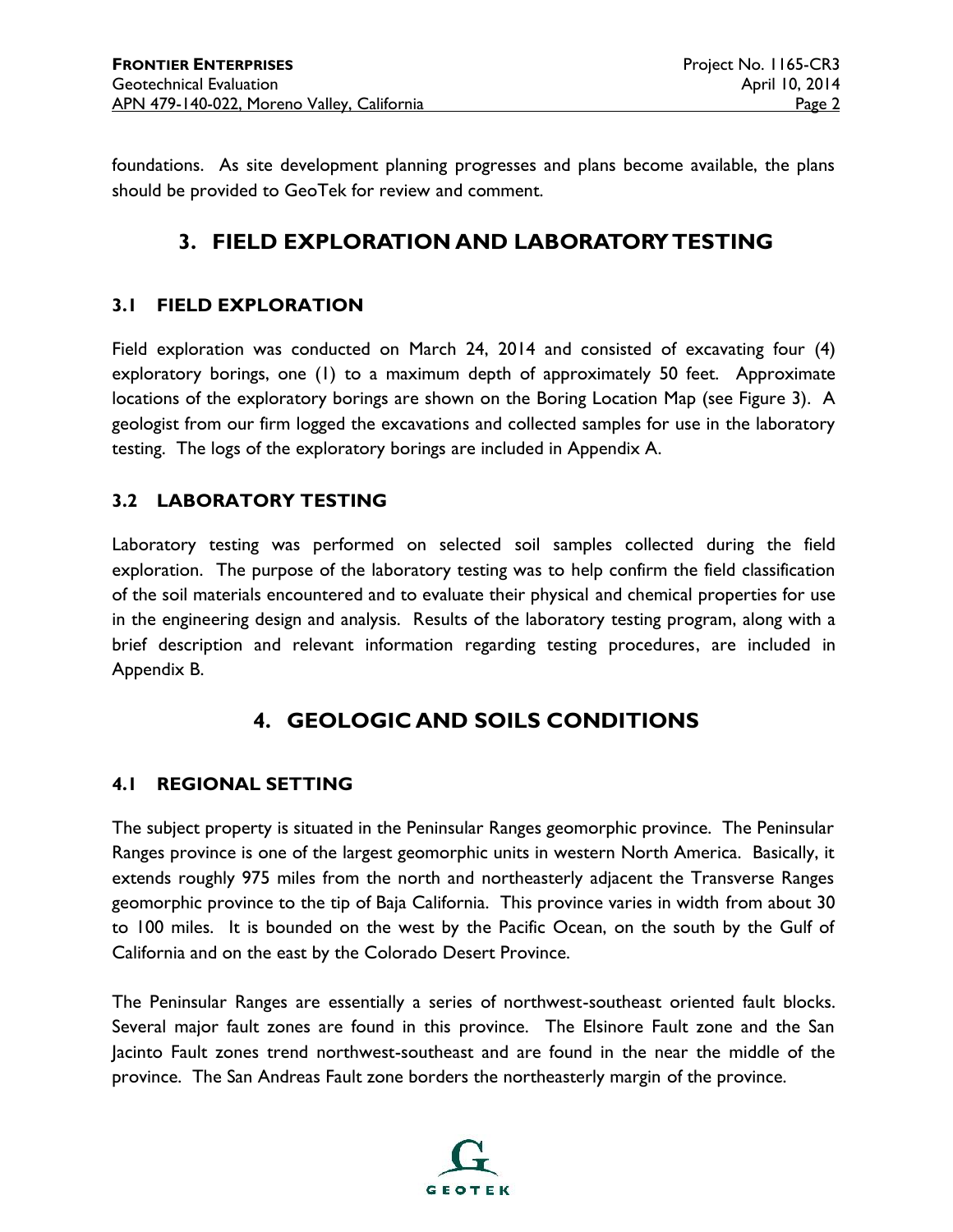foundations. As site development planning progresses and plans become available, the plans should be provided to GeoTek for review and comment.

# 3. FIELD EXPLORATION AND LABORATORY TESTING

## 3.1 FIELD EXPLORATION

Field exploration was conducted on March 24, 2014 and consisted of excavating four (4) exploratory borings, one (1) to a maximum depth of approximately 50 feet. Approximate locations of the exploratory borings are shown on the Boring Location Map (see Figure 3). A geologist from our firm logged the excavations and collected samples for use in the laboratory testing. The logs of the exploratory borings are included in Appendix A.

## 3.2 LABORATORY TESTING

Laboratory testing was performed on selected soil samples collected during the field exploration. The purpose of the laboratory testing was to help confirm the field classification of the soil materials encountered and to evaluate their physical and chemical properties for use in the engineering design and analysis. Results of the laboratory testing program, along with a brief description and relevant information regarding testing procedures, are included in Appendix B.

# 4. GEOLOGIC AND SOILS CONDITIONS

## 4.1 REGIONAL SETTING

The subject property is situated in the Peninsular Ranges geomorphic province. The Peninsular Ranges province is one of the largest geomorphic units in western North America. Basically, it extends roughly 975 miles from the north and northeasterly adjacent the Transverse Ranges geomorphic province to the tip of Baja California. This province varies in width from about 30 to 100 miles. It is bounded on the west by the Pacific Ocean, on the south by the Gulf of California and on the east by the Colorado Desert Province.

The Peninsular Ranges are essentially a series of northwest-southeast oriented fault blocks. Several major fault zones are found in this province. The Elsinore Fault zone and the San Jacinto Fault zones trend northwest-southeast and are found in the near the middle of the province. The San Andreas Fault zone borders the northeasterly margin of the province.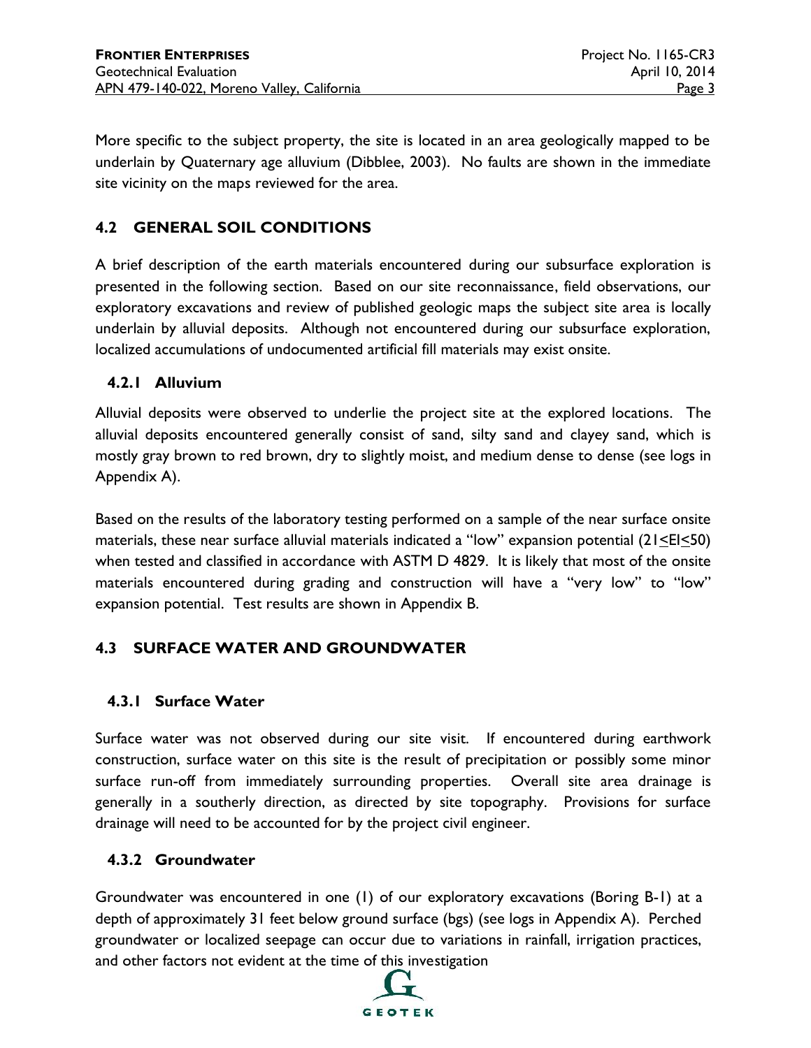More specific to the subject property, the site is located in an area geologically mapped to be underlain by Quaternary age alluvium (Dibblee, 2003). No faults are shown in the immediate site vicinity on the maps reviewed for the area.

## 4.2 GENERAL SOIL CONDITIONS

A brief description of the earth materials encountered during our subsurface exploration is presented in the following section. Based on our site reconnaissance, field observations, our exploratory excavations and review of published geologic maps the subject site area is locally underlain by alluvial deposits. Although not encountered during our subsurface exploration, localized accumulations of undocumented artificial fill materials may exist onsite.

### 4.2.1 Alluvium

Alluvial deposits were observed to underlie the project site at the explored locations. The alluvial deposits encountered generally consist of sand, silty sand and clayey sand, which is mostly gray brown to red brown, dry to slightly moist, and medium dense to dense (see logs in Appendix A).

Based on the results of the laboratory testing performed on a sample of the near surface onsite materials, these near surface alluvial materials indicated a "low" expansion potential ($21 \leq EI \leq 50$) when tested and classified in accordance with ASTM D 4829. It is likely that most of the onsite materials encountered during grading and construction will have a "very low" to "low" expansion potential. Test results are shown in Appendix B.

## 4.3 SURFACE WATER AND GROUNDWATER

### 4.3.1 Surface Water

Surface water was not observed during our site visit. If encountered during earthwork construction, surface water on this site is the result of precipitation or possibly some minor surface run-off from immediately surrounding properties. Overall site area drainage is generally in a southerly direction, as directed by site topography. Provisions for surface drainage will need to be accounted for by the project civil engineer.

### 4.3.2 Groundwater

Groundwater was encountered in one (1) of our exploratory excavations (Boring B-1) at a depth of approximately 31 feet below ground surface (bgs) (see logs in Appendix A). Perched groundwater or localized seepage can occur due to variations in rainfall, irrigation practices, and other factors not evident at the time of this investigation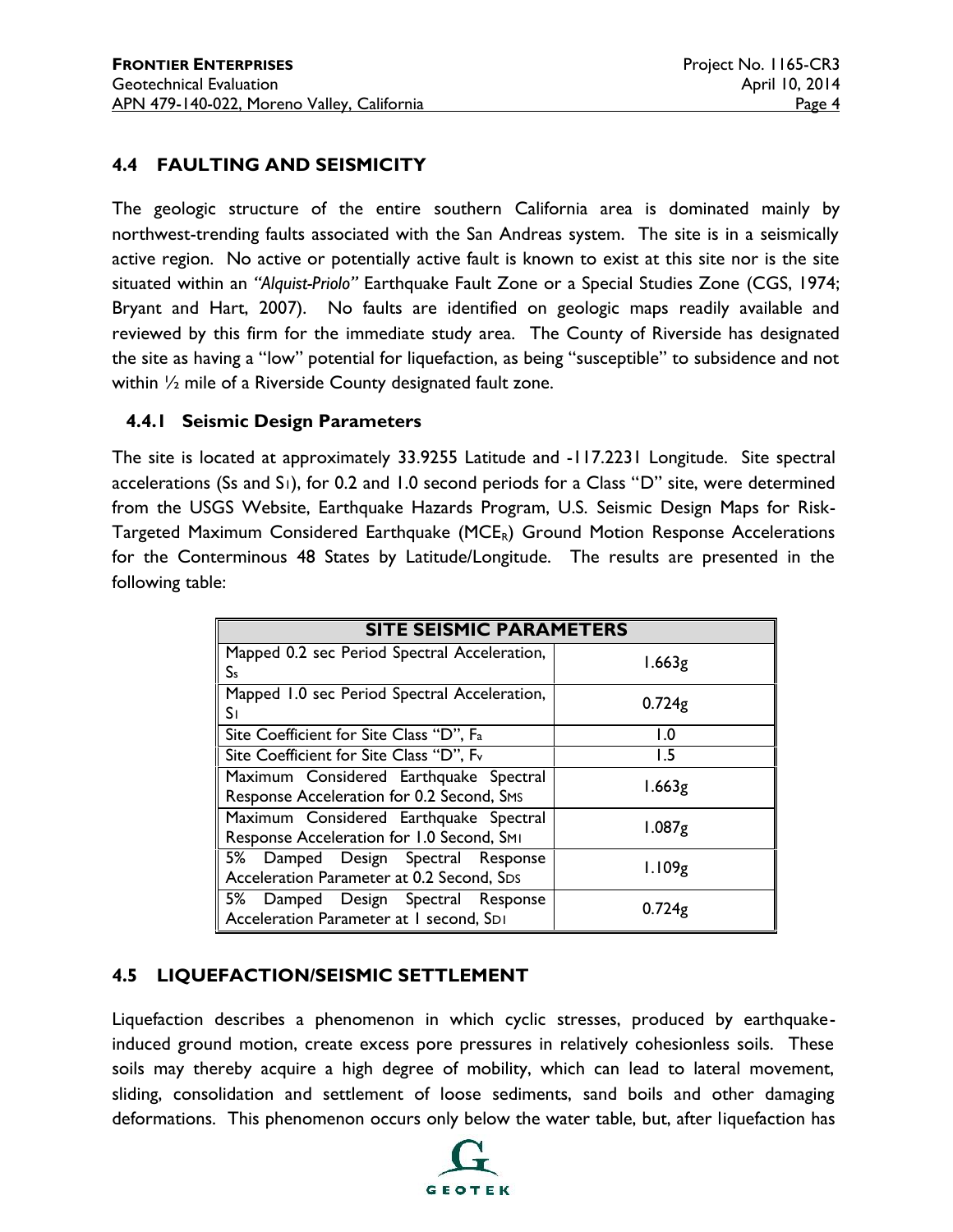## 4.4 FAULTING AND SEISMICITY

The geologic structure of the entire southern California area is dominated mainly by northwest-trending faults associated with the San Andreas system. The site is in a seismically active region. No active or potentially active fault is known to exist at this site nor is the site situated within an *"Alquist-Priolo"* Earthquake Fault Zone or a Special Studies Zone (CGS, 1974; Bryant and Hart, 2007). No faults are identified on geologic maps readily available and reviewed by this firm for the immediate study area. The County of Riverside has designated the site as having a "low" potential for liquefaction, as being "susceptible" to subsidence and not within ½ mile of a Riverside County designated fault zone.

### 4.4.1 Seismic Design Parameters

The site is located at approximately 33.9255 Latitude and -117.2231 Longitude. Site spectral accelerations (Ss and $S_1$), for 0.2 and 1.0 second periods for a Class "D" site, were determined from the USGS Website, Earthquake Hazards Program, U.S. Seismic Design Maps for Risk-Targeted Maximum Considered Earthquake ($MCE_R$) Ground Motion Response Accelerations for the Conterminous 48 States by Latitude/Longitude. The results are presented in the following table:

| SITE SEISMIC PARAMETERS | |
|---|---|
| Mapped 0.2 sec Period Spectral Acceleration, $S_s$ | 1.663g |
| Mapped 1.0 sec Period Spectral Acceleration, $S_1$ | 0.724g |
| Site Coefficient for Site Class "D", $F_a$ | 1.0 |
| Site Coefficient for Site Class "D", $F_v$ | 1.5 |
| Maximum Considered Earthquake Spectral Response Acceleration for 0.2 Second, $S_{MS}$ | 1.663g |
| Maximum Considered Earthquake Spectral Response Acceleration for 1.0 Second, $S_{M1}$ | 1.087g |
| 5% Damped Design Spectral Response Acceleration Parameter at 0.2 Second, $S_{DS}$ | 1.109g |
| 5% Damped Design Spectral Response Acceleration Parameter at 1 second, $S_{D1}$ | 0.724g |

## 4.5 LIQUEFACTION/SEISMIC SETTLEMENT

Liquefaction describes a phenomenon in which cyclic stresses, produced by earthquake-induced ground motion, create excess pore pressures in relatively cohesionless soils. These soils may thereby acquire a high degree of mobility, which can lead to lateral movement, sliding, consolidation and settlement of loose sediments, sand boils and other damaging deformations. This phenomenon occurs only below the water table, but, after liquefaction has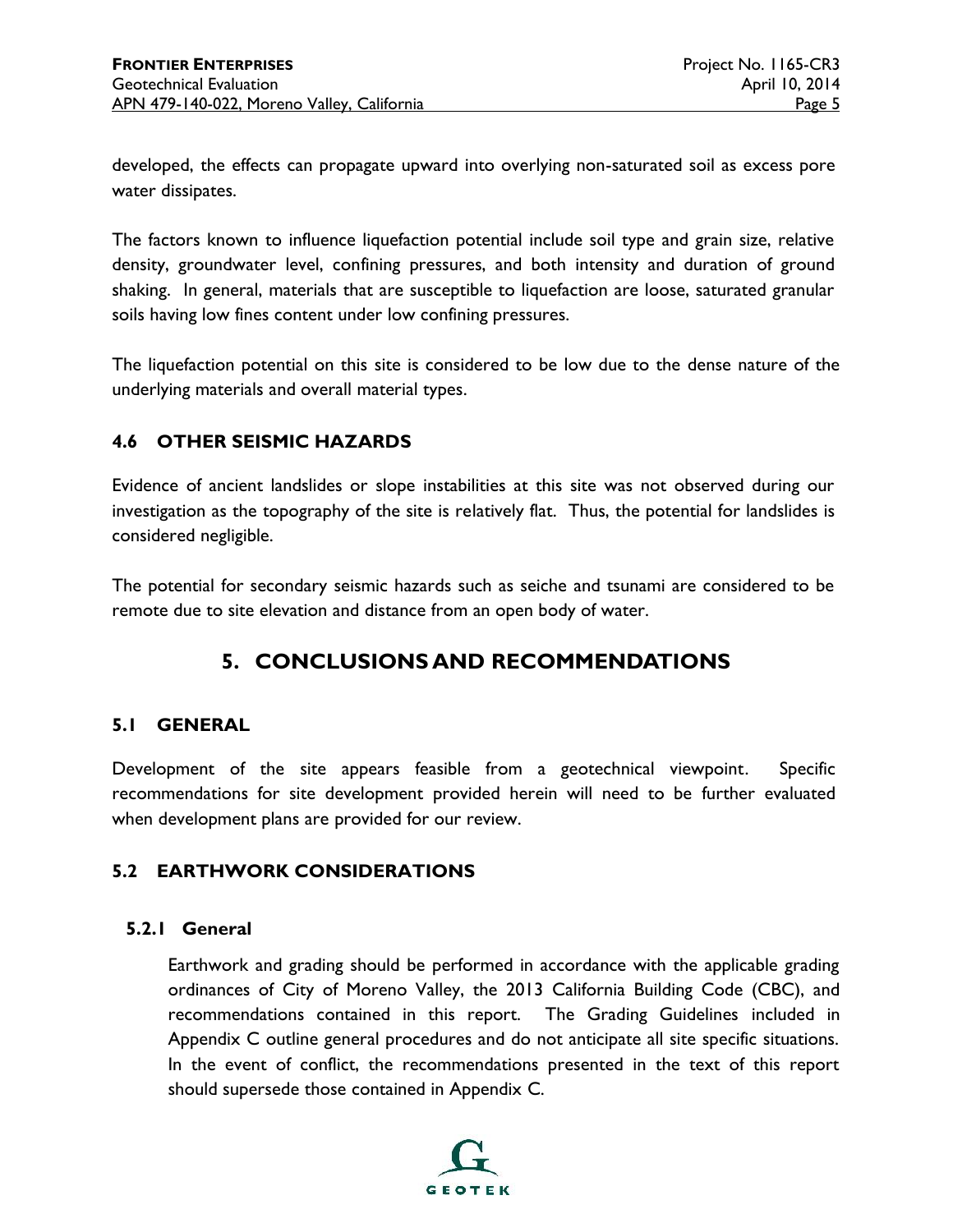developed, the effects can propagate upward into overlying non-saturated soil as excess pore water dissipates.

The factors known to influence liquefaction potential include soil type and grain size, relative density, groundwater level, confining pressures, and both intensity and duration of ground shaking. In general, materials that are susceptible to liquefaction are loose, saturated granular soils having low fines content under low confining pressures.

The liquefaction potential on this site is considered to be low due to the dense nature of the underlying materials and overall material types.

### 4.6 OTHER SEISMIC HAZARDS

Evidence of ancient landslides or slope instabilities at this site was not observed during our investigation as the topography of the site is relatively flat. Thus, the potential for landslides is considered negligible.

The potential for secondary seismic hazards such as seiche and tsunami are considered to be remote due to site elevation and distance from an open body of water.

## 5. CONCLUSIONS AND RECOMMENDATIONS

### 5.1 GENERAL

Development of the site appears feasible from a geotechnical viewpoint. Specific recommendations for site development provided herein will need to be further evaluated when development plans are provided for our review.

### 5.2 EARTHWORK CONSIDERATIONS

#### 5.2.1 General

Earthwork and grading should be performed in accordance with the applicable grading ordinances of City of Moreno Valley, the 2013 California Building Code (CBC), and recommendations contained in this report. The Grading Guidelines included in Appendix C outline general procedures and do not anticipate all site specific situations. In the event of conflict, the recommendations presented in the text of this report should supersede those contained in Appendix C.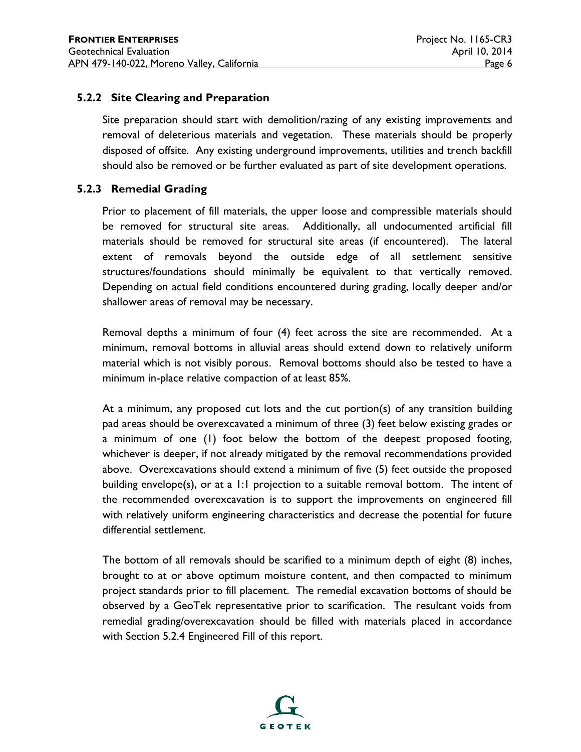### 5.2.2 Site Clearing and Preparation

Site preparation should start with demolition/razing of any existing improvements and removal of deleterious materials and vegetation. These materials should be properly disposed of offsite. Any existing underground improvements, utilities and trench backfill should also be removed or be further evaluated as part of site development operations.

### 5.2.3 Remedial Grading

Prior to placement of fill materials, the upper loose and compressible materials should be removed for structural site areas. Additionally, all undocumented artificial fill materials should be removed for structural site areas (if encountered). The lateral extent of removals beyond the outside edge of all settlement sensitive structures/foundations should minimally be equivalent to that vertically removed. Depending on actual field conditions encountered during grading, locally deeper and/or shallower areas of removal may be necessary.

Removal depths a minimum of four (4) feet across the site are recommended. At a minimum, removal bottoms in alluvial areas should extend down to relatively uniform material which is not visibly porous. Removal bottoms should also be tested to have a minimum in-place relative compaction of at least 85%.

At a minimum, any proposed cut lots and the cut portion(s) of any transition building pad areas should be overexcavated a minimum of three (3) feet below existing grades or a minimum of one (1) foot below the bottom of the deepest proposed footing, whichever is deeper, if not already mitigated by the removal recommendations provided above. Overexcavations should extend a minimum of five (5) feet outside the proposed building envelope(s), or at a 1:1 projection to a suitable removal bottom. The intent of the recommended overexcavation is to support the improvements on engineered fill with relatively uniform engineering characteristics and decrease the potential for future differential settlement.

The bottom of all removals should be scarified to a minimum depth of eight (8) inches, brought to at or above optimum moisture content, and then compacted to minimum project standards prior to fill placement. The remedial excavation bottoms of should be observed by a GeoTek representative prior to scarification. The resultant voids from remedial grading/overexcavation should be filled with materials placed in accordance with Section 5.2.4 Engineered Fill of this report.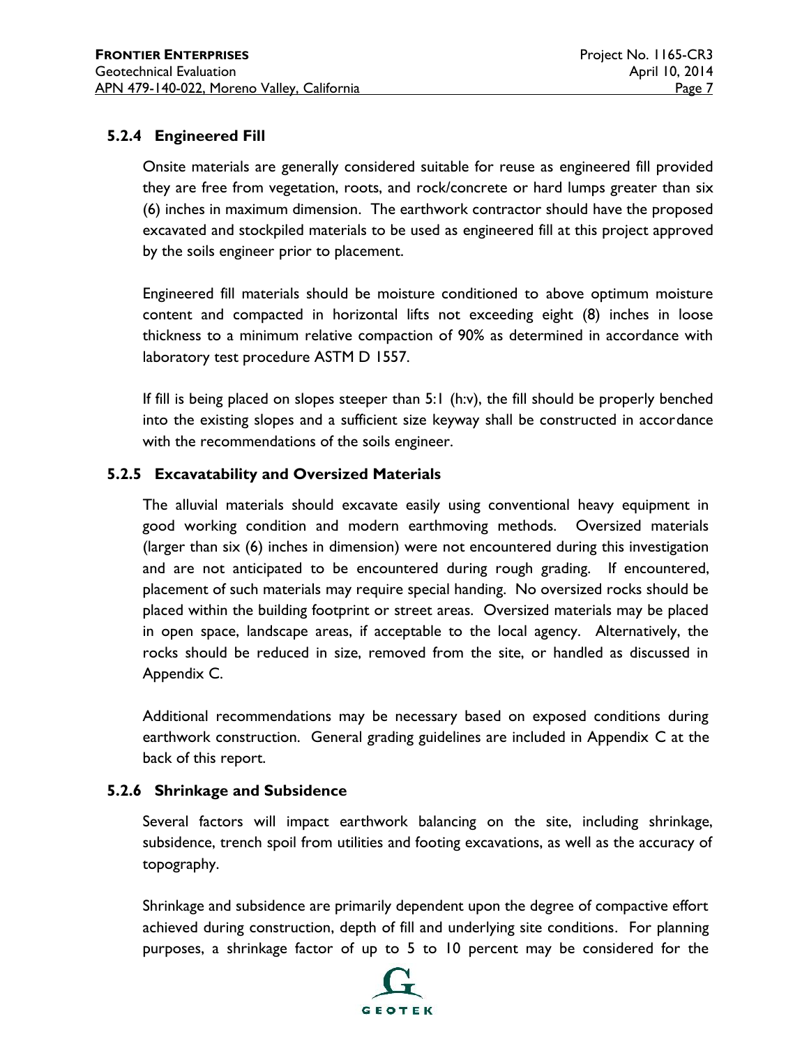### 5.2.4 Engineered Fill

Onsite materials are generally considered suitable for reuse as engineered fill provided they are free from vegetation, roots, and rock/concrete or hard lumps greater than six (6) inches in maximum dimension. The earthwork contractor should have the proposed excavated and stockpiled materials to be used as engineered fill at this project approved by the soils engineer prior to placement.

Engineered fill materials should be moisture conditioned to above optimum moisture content and compacted in horizontal lifts not exceeding eight (8) inches in loose thickness to a minimum relative compaction of 90% as determined in accordance with laboratory test procedure ASTM D 1557.

If fill is being placed on slopes steeper than 5:1 (h:v), the fill should be properly benched into the existing slopes and a sufficient size keyway shall be constructed in accordance with the recommendations of the soils engineer.

### 5.2.5 Excavatability and Oversized Materials

The alluvial materials should excavate easily using conventional heavy equipment in good working condition and modern earthmoving methods. Oversized materials (larger than six (6) inches in dimension) were not encountered during this investigation and are not anticipated to be encountered during rough grading. If encountered, placement of such materials may require special handing. No oversized rocks should be placed within the building footprint or street areas. Oversized materials may be placed in open space, landscape areas, if acceptable to the local agency. Alternatively, the rocks should be reduced in size, removed from the site, or handled as discussed in Appendix C.

Additional recommendations may be necessary based on exposed conditions during earthwork construction. General grading guidelines are included in Appendix C at the back of this report.

### 5.2.6 Shrinkage and Subsidence

Several factors will impact earthwork balancing on the site, including shrinkage, subsidence, trench spoil from utilities and footing excavations, as well as the accuracy of topography.

Shrinkage and subsidence are primarily dependent upon the degree of compactive effort achieved during construction, depth of fill and underlying site conditions. For planning purposes, a shrinkage factor of up to 5 to 10 percent may be considered for the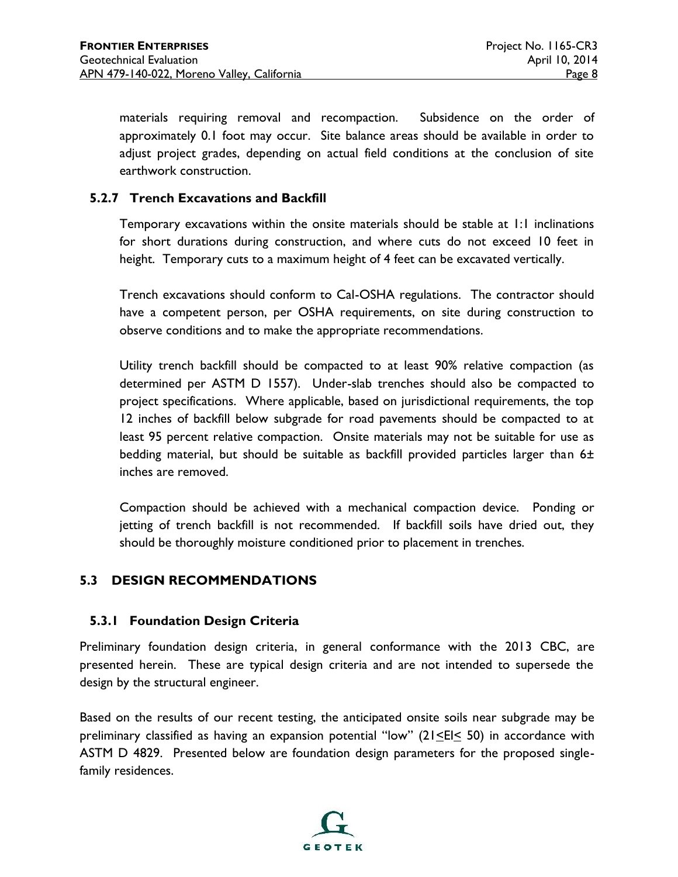materials requiring removal and recompaction. Subsidence on the order of approximately 0.1 foot may occur. Site balance areas should be available in order to adjust project grades, depending on actual field conditions at the conclusion of site earthwork construction.

### 5.2.7 Trench Excavations and Backfill

Temporary excavations within the onsite materials should be stable at 1:1 inclinations for short durations during construction, and where cuts do not exceed 10 feet in height. Temporary cuts to a maximum height of 4 feet can be excavated vertically.

Trench excavations should conform to Cal-OSHA regulations. The contractor should have a competent person, per OSHA requirements, on site during construction to observe conditions and to make the appropriate recommendations.

Utility trench backfill should be compacted to at least 90% relative compaction (as determined per ASTM D 1557). Under-slab trenches should also be compacted to project specifications. Where applicable, based on jurisdictional requirements, the top 12 inches of backfill below subgrade for road pavements should be compacted to at least 95 percent relative compaction. Onsite materials may not be suitable for use as bedding material, but should be suitable as backfill provided particles larger than 6± inches are removed.

Compaction should be achieved with a mechanical compaction device. Ponding or jetting of trench backfill is not recommended. If backfill soils have dried out, they should be thoroughly moisture conditioned prior to placement in trenches.

## 5.3 DESIGN RECOMMENDATIONS

### 5.3.1 Foundation Design Criteria

Preliminary foundation design criteria, in general conformance with the 2013 CBC, are presented herein. These are typical design criteria and are not intended to supersede the design by the structural engineer.

Based on the results of our recent testing, the anticipated onsite soils near subgrade may be preliminary classified as having an expansion potential "low" ($21 \leq EI \leq 50$) in accordance with ASTM D 4829. Presented below are foundation design parameters for the proposed single-family residences.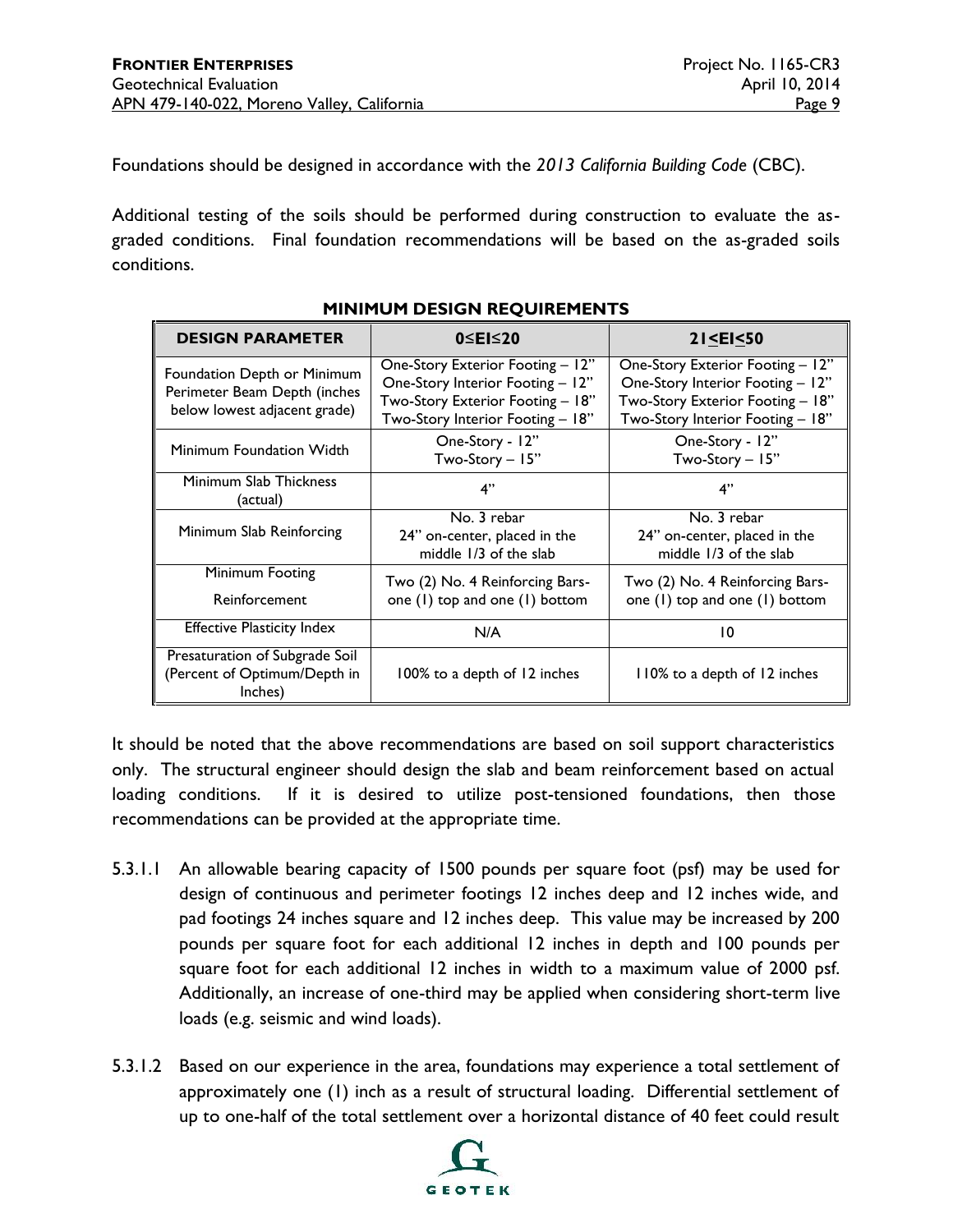Foundations should be designed in accordance with the *2013 California Building Code* (CBC).

Additional testing of the soils should be performed during construction to evaluate the as-graded conditions. Final foundation recommendations will be based on the as-graded soils conditions.

**MINIMUM DESIGN REQUIREMENTS**

| DESIGN PARAMETER | 0≤EI≤20 | 21≤EI≤50 |
|---|---|---|
| Foundation Depth or Minimum Perimeter Beam Depth (inches below lowest adjacent grade) | One-Story Exterior Footing – 12"<br>One-Story Interior Footing – 12"<br>Two-Story Exterior Footing – 18"<br>Two-Story Interior Footing – 18" | One-Story Exterior Footing – 12"<br>One-Story Interior Footing – 12"<br>Two-Story Exterior Footing – 18"<br>Two-Story Interior Footing – 18" |
| Minimum Foundation Width | One-Story - 12"<br>Two-Story – 15" | One-Story - 12"<br>Two-Story – 15" |
| Minimum Slab Thickness (actual) | 4" | 4" |
| Minimum Slab Reinforcing | No. 3 rebar<br>24" on-center, placed in the middle 1/3 of the slab | No. 3 rebar<br>24" on-center, placed in the middle 1/3 of the slab |
| Minimum Footing Reinforcement | Two (2) No. 4 Reinforcing Bars-one (1) top and one (1) bottom | Two (2) No. 4 Reinforcing Bars-one (1) top and one (1) bottom |
| Effective Plasticity Index | N/A | 10 |
| Presaturation of Subgrade Soil (Percent of Optimum/Depth in Inches) | 100% to a depth of 12 inches | 110% to a depth of 12 inches |

It should be noted that the above recommendations are based on soil support characteristics only. The structural engineer should design the slab and beam reinforcement based on actual loading conditions. If it is desired to utilize post-tensioned foundations, then those recommendations can be provided at the appropriate time.

5.3.1.1 An allowable bearing capacity of 1500 pounds per square foot (psf) may be used for design of continuous and perimeter footings 12 inches deep and 12 inches wide, and pad footings 24 inches square and 12 inches deep. This value may be increased by 200 pounds per square foot for each additional 12 inches in depth and 100 pounds per square foot for each additional 12 inches in width to a maximum value of 2000 psf. Additionally, an increase of one-third may be applied when considering short-term live loads (e.g. seismic and wind loads).

5.3.1.2 Based on our experience in the area, foundations may experience a total settlement of approximately one (1) inch as a result of structural loading. Differential settlement of up to one-half of the total settlement over a horizontal distance of 40 feet could result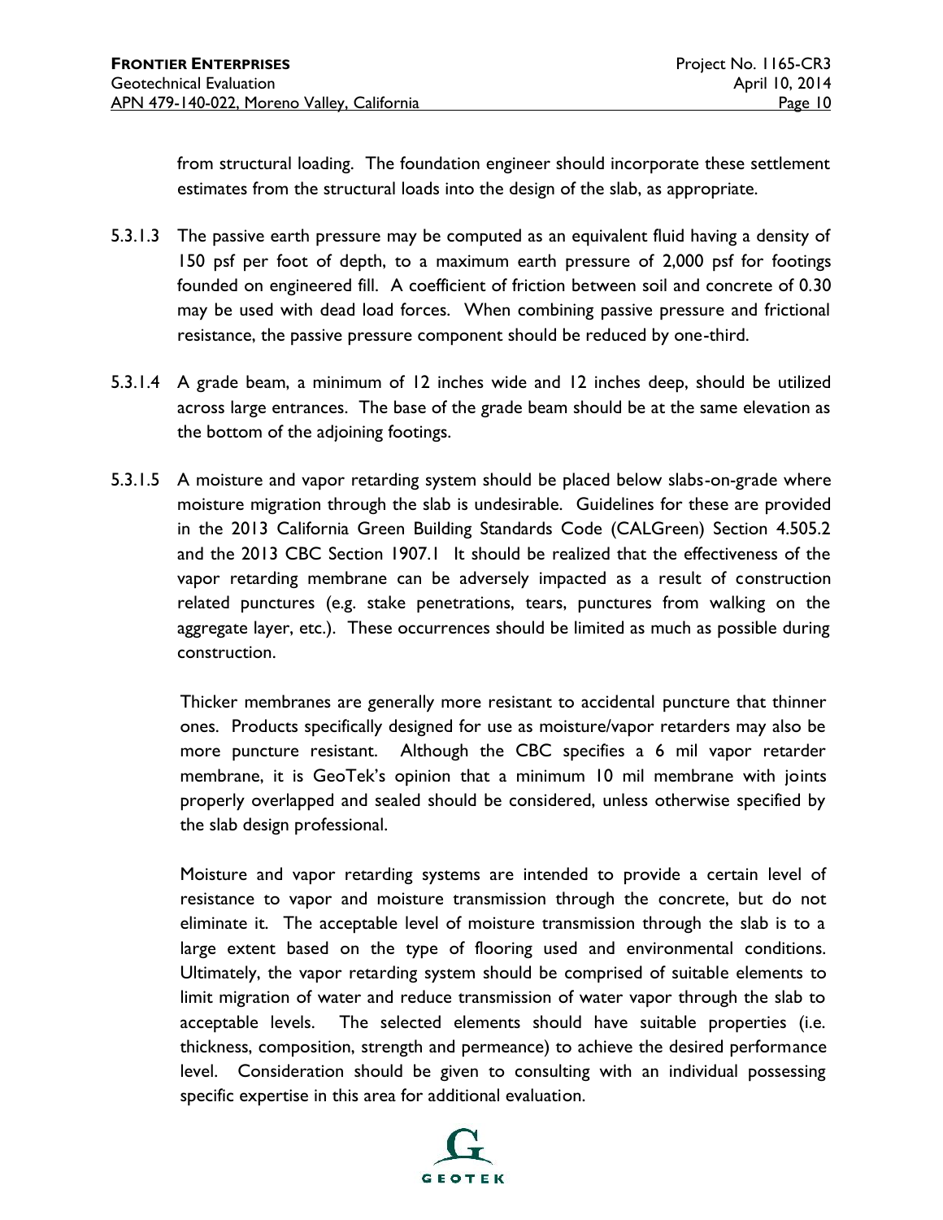from structural loading. The foundation engineer should incorporate these settlement estimates from the structural loads into the design of the slab, as appropriate.

5.3.1.3 The passive earth pressure may be computed as an equivalent fluid having a density of 150 psf per foot of depth, to a maximum earth pressure of 2,000 psf for footings founded on engineered fill. A coefficient of friction between soil and concrete of 0.30 may be used with dead load forces. When combining passive pressure and frictional resistance, the passive pressure component should be reduced by one-third.

5.3.1.4 A grade beam, a minimum of 12 inches wide and 12 inches deep, should be utilized across large entrances. The base of the grade beam should be at the same elevation as the bottom of the adjoining footings.

5.3.1.5 A moisture and vapor retarding system should be placed below slabs-on-grade where moisture migration through the slab is undesirable. Guidelines for these are provided in the 2013 California Green Building Standards Code (CALGreen) Section 4.505.2 and the 2013 CBC Section 1907.1 It should be realized that the effectiveness of the vapor retarding membrane can be adversely impacted as a result of construction related punctures (e.g. stake penetrations, tears, punctures from walking on the aggregate layer, etc.). These occurrences should be limited as much as possible during construction.

Thicker membranes are generally more resistant to accidental puncture that thinner ones. Products specifically designed for use as moisture/vapor retarders may also be more puncture resistant. Although the CBC specifies a 6 mil vapor retarder membrane, it is GeoTek's opinion that a minimum 10 mil membrane with joints properly overlapped and sealed should be considered, unless otherwise specified by the slab design professional.

Moisture and vapor retarding systems are intended to provide a certain level of resistance to vapor and moisture transmission through the concrete, but do not eliminate it. The acceptable level of moisture transmission through the slab is to a large extent based on the type of flooring used and environmental conditions. Ultimately, the vapor retarding system should be comprised of suitable elements to limit migration of water and reduce transmission of water vapor through the slab to acceptable levels. The selected elements should have suitable properties (i.e. thickness, composition, strength and permeance) to achieve the desired performance level. Consideration should be given to consulting with an individual possessing specific expertise in this area for additional evaluation.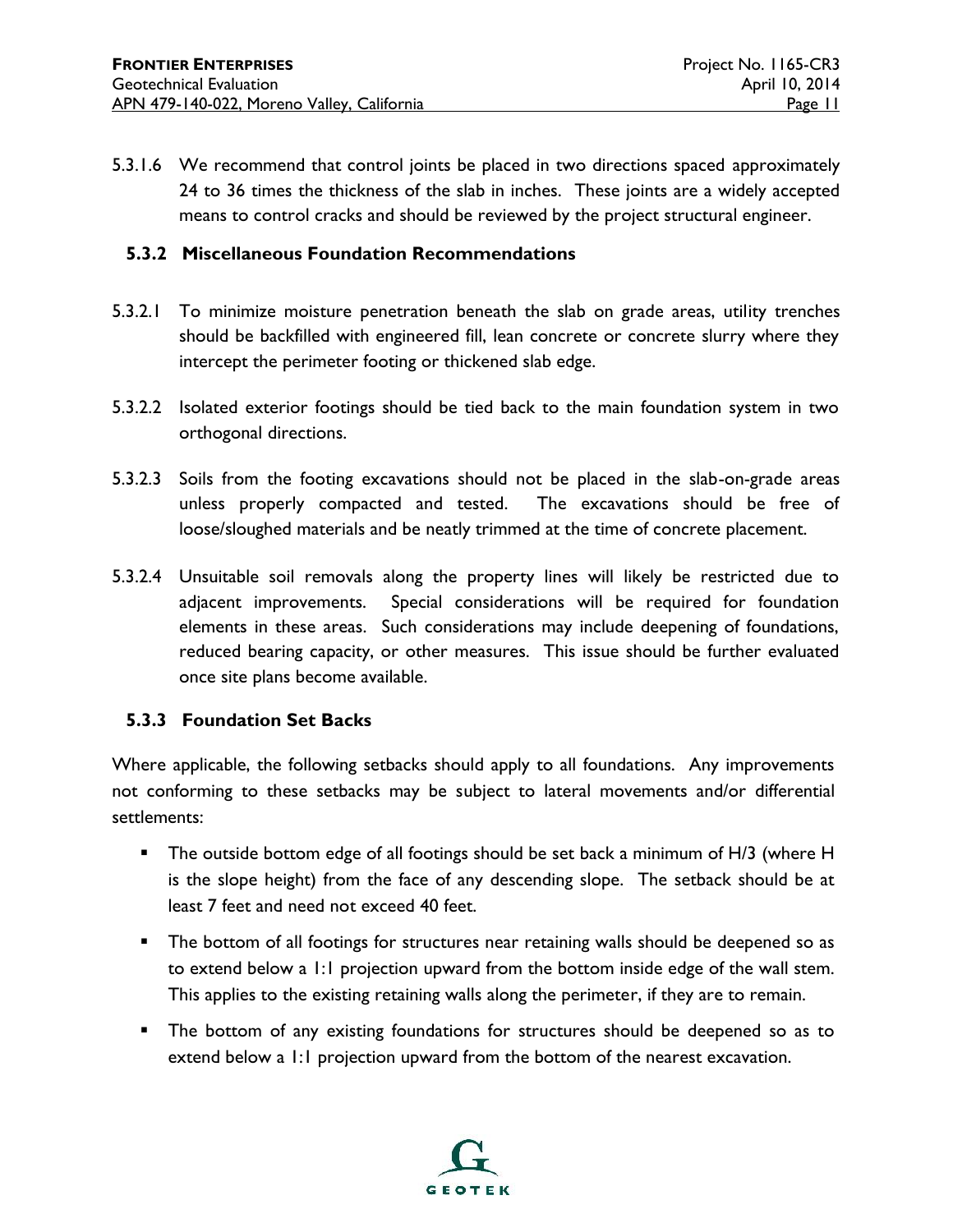5.3.1.6 We recommend that control joints be placed in two directions spaced approximately 24 to 36 times the thickness of the slab in inches. These joints are a widely accepted means to control cracks and should be reviewed by the project structural engineer.

### 5.3.2 Miscellaneous Foundation Recommendations

5.3.2.1 To minimize moisture penetration beneath the slab on grade areas, utility trenches should be backfilled with engineered fill, lean concrete or concrete slurry where they intercept the perimeter footing or thickened slab edge.

5.3.2.2 Isolated exterior footings should be tied back to the main foundation system in two orthogonal directions.

5.3.2.3 Soils from the footing excavations should not be placed in the slab-on-grade areas unless properly compacted and tested. The excavations should be free of loose/sloughed materials and be neatly trimmed at the time of concrete placement.

5.3.2.4 Unsuitable soil removals along the property lines will likely be restricted due to adjacent improvements. Special considerations will be required for foundation elements in these areas. Such considerations may include deepening of foundations, reduced bearing capacity, or other measures. This issue should be further evaluated once site plans become available.

### 5.3.3 Foundation Set Backs

Where applicable, the following setbacks should apply to all foundations. Any improvements not conforming to these setbacks may be subject to lateral movements and/or differential settlements:

- The outside bottom edge of all footings should be set back a minimum of H/3 (where H is the slope height) from the face of any descending slope. The setback should be at least 7 feet and need not exceed 40 feet.
- The bottom of all footings for structures near retaining walls should be deepened so as to extend below a 1:1 projection upward from the bottom inside edge of the wall stem. This applies to the existing retaining walls along the perimeter, if they are to remain.
- The bottom of any existing foundations for structures should be deepened so as to extend below a 1:1 projection upward from the bottom of the nearest excavation.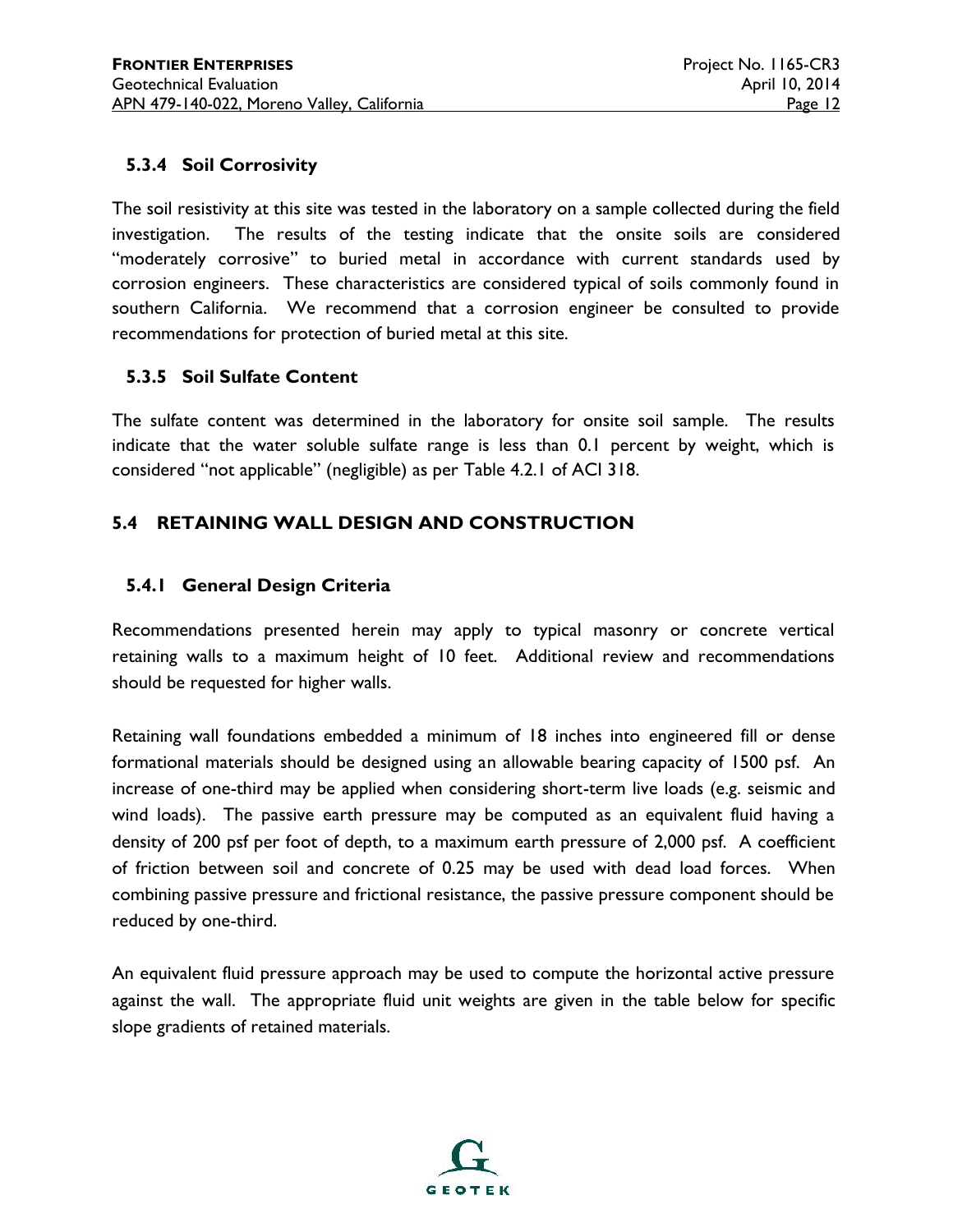### 5.3.4 Soil Corrosivity

The soil resistivity at this site was tested in the laboratory on a sample collected during the field investigation. The results of the testing indicate that the onsite soils are considered "moderately corrosive" to buried metal in accordance with current standards used by corrosion engineers. These characteristics are considered typical of soils commonly found in southern California. We recommend that a corrosion engineer be consulted to provide recommendations for protection of buried metal at this site.

### 5.3.5 Soil Sulfate Content

The sulfate content was determined in the laboratory for onsite soil sample. The results indicate that the water soluble sulfate range is less than 0.1 percent by weight, which is considered "not applicable" (negligible) as per Table 4.2.1 of ACI 318.

## 5.4 RETAINING WALL DESIGN AND CONSTRUCTION

### 5.4.1 General Design Criteria

Recommendations presented herein may apply to typical masonry or concrete vertical retaining walls to a maximum height of 10 feet. Additional review and recommendations should be requested for higher walls.

Retaining wall foundations embedded a minimum of 18 inches into engineered fill or dense formational materials should be designed using an allowable bearing capacity of 1500 psf. An increase of one-third may be applied when considering short-term live loads (e.g. seismic and wind loads). The passive earth pressure may be computed as an equivalent fluid having a density of 200 psf per foot of depth, to a maximum earth pressure of 2,000 psf. A coefficient of friction between soil and concrete of 0.25 may be used with dead load forces. When combining passive pressure and frictional resistance, the passive pressure component should be reduced by one-third.

An equivalent fluid pressure approach may be used to compute the horizontal active pressure against the wall. The appropriate fluid unit weights are given in the table below for specific slope gradients of retained materials.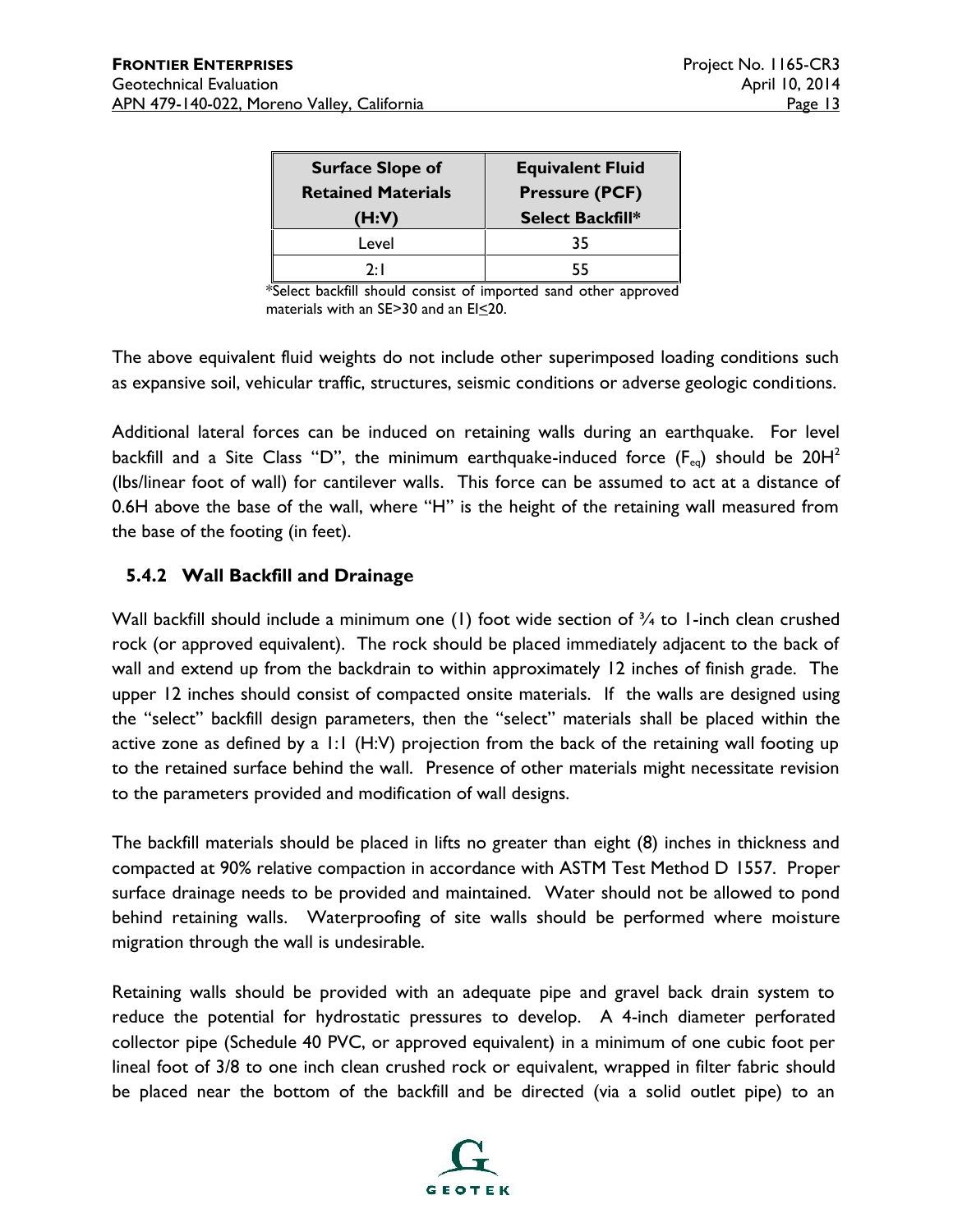| Surface Slope of Retained Materials (H:V) | Equivalent Fluid Pressure (PCF) Select Backfill* |
|---|---|
| Level | 35 |
| 2:1 | 55 |

*Select backfill should consist of imported sand other approved materials with an SE>30 and an EI≤20.

The above equivalent fluid weights do not include other superimposed loading conditions such as expansive soil, vehicular traffic, structures, seismic conditions or adverse geologic conditions.

Additional lateral forces can be induced on retaining walls during an earthquake. For level backfill and a Site Class "D", the minimum earthquake-induced force ($F_{eq}$) should be $20H^2$ (lbs/linear foot of wall) for cantilever walls. This force can be assumed to act at a distance of 0.6H above the base of the wall, where "H" is the height of the retaining wall measured from the base of the footing (in feet).

### 5.4.2 Wall Backfill and Drainage

Wall backfill should include a minimum one (1) foot wide section of ¾ to 1-inch clean crushed rock (or approved equivalent). The rock should be placed immediately adjacent to the back of wall and extend up from the backdrain to within approximately 12 inches of finish grade. The upper 12 inches should consist of compacted onsite materials. If the walls are designed using the "select" backfill design parameters, then the "select" materials shall be placed within the active zone as defined by a 1:1 (H:V) projection from the back of the retaining wall footing up to the retained surface behind the wall. Presence of other materials might necessitate revision to the parameters provided and modification of wall designs.

The backfill materials should be placed in lifts no greater than eight (8) inches in thickness and compacted at 90% relative compaction in accordance with ASTM Test Method D 1557. Proper surface drainage needs to be provided and maintained. Water should not be allowed to pond behind retaining walls. Waterproofing of site walls should be performed where moisture migration through the wall is undesirable.

Retaining walls should be provided with an adequate pipe and gravel back drain system to reduce the potential for hydrostatic pressures to develop. A 4-inch diameter perforated collector pipe (Schedule 40 PVC, or approved equivalent) in a minimum of one cubic foot per lineal foot of 3/8 to one inch clean crushed rock or equivalent, wrapped in filter fabric should be placed near the bottom of the backfill and be directed (via a solid outlet pipe) to an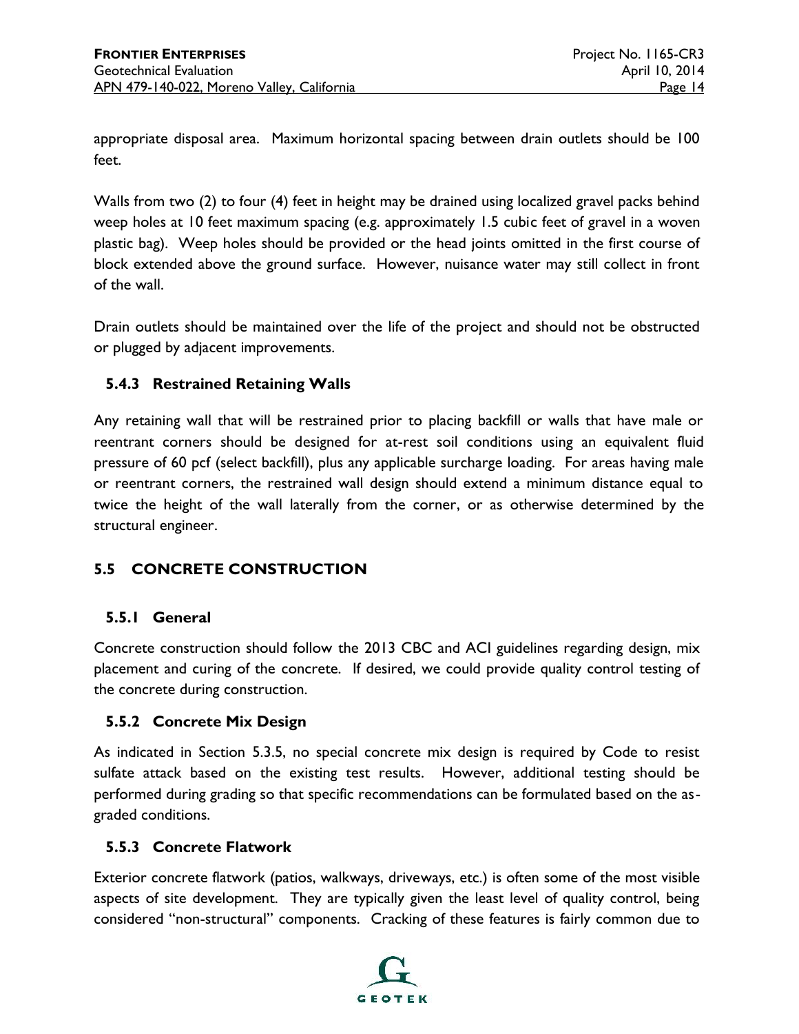appropriate disposal area. Maximum horizontal spacing between drain outlets should be 100 feet.

Walls from two (2) to four (4) feet in height may be drained using localized gravel packs behind weep holes at 10 feet maximum spacing (e.g. approximately 1.5 cubic feet of gravel in a woven plastic bag). Weep holes should be provided or the head joints omitted in the first course of block extended above the ground surface. However, nuisance water may still collect in front of the wall.

Drain outlets should be maintained over the life of the project and should not be obstructed or plugged by adjacent improvements.

### 5.4.3 Restrained Retaining Walls

Any retaining wall that will be restrained prior to placing backfill or walls that have male or reentrant corners should be designed for at-rest soil conditions using an equivalent fluid pressure of 60 pcf (select backfill), plus any applicable surcharge loading. For areas having male or reentrant corners, the restrained wall design should extend a minimum distance equal to twice the height of the wall laterally from the corner, or as otherwise determined by the structural engineer.

## 5.5 CONCRETE CONSTRUCTION

### 5.5.1 General

Concrete construction should follow the 2013 CBC and ACI guidelines regarding design, mix placement and curing of the concrete. If desired, we could provide quality control testing of the concrete during construction.

### 5.5.2 Concrete Mix Design

As indicated in Section 5.3.5, no special concrete mix design is required by Code to resist sulfate attack based on the existing test results. However, additional testing should be performed during grading so that specific recommendations can be formulated based on the as-graded conditions.

### 5.5.3 Concrete Flatwork

Exterior concrete flatwork (patios, walkways, driveways, etc.) is often some of the most visible aspects of site development. They are typically given the least level of quality control, being considered "non-structural" components. Cracking of these features is fairly common due to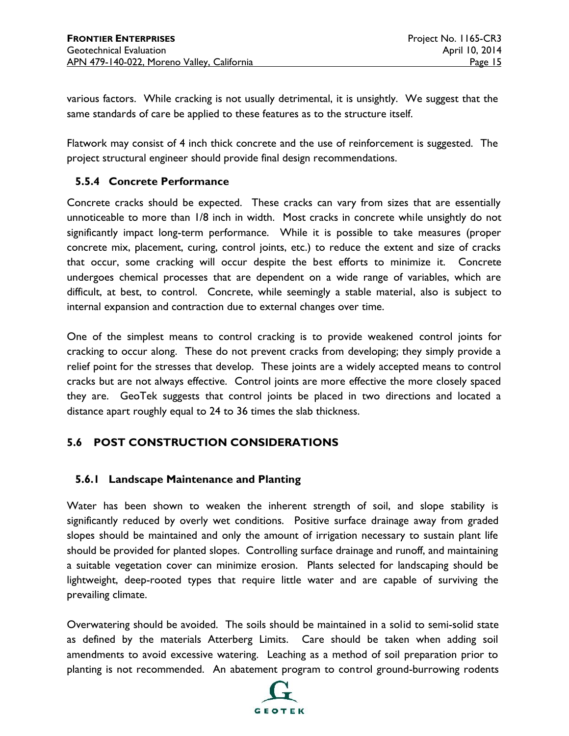various factors. While cracking is not usually detrimental, it is unsightly. We suggest that the same standards of care be applied to these features as to the structure itself.

Flatwork may consist of 4 inch thick concrete and the use of reinforcement is suggested. The project structural engineer should provide final design recommendations.

### 5.5.4 Concrete Performance

Concrete cracks should be expected. These cracks can vary from sizes that are essentially unnoticeable to more than 1/8 inch in width. Most cracks in concrete while unsightly do not significantly impact long-term performance. While it is possible to take measures (proper concrete mix, placement, curing, control joints, etc.) to reduce the extent and size of cracks that occur, some cracking will occur despite the best efforts to minimize it. Concrete undergoes chemical processes that are dependent on a wide range of variables, which are difficult, at best, to control. Concrete, while seemingly a stable material, also is subject to internal expansion and contraction due to external changes over time.

One of the simplest means to control cracking is to provide weakened control joints for cracking to occur along. These do not prevent cracks from developing; they simply provide a relief point for the stresses that develop. These joints are a widely accepted means to control cracks but are not always effective. Control joints are more effective the more closely spaced they are. GeoTek suggests that control joints be placed in two directions and located a distance apart roughly equal to 24 to 36 times the slab thickness.

## 5.6 POST CONSTRUCTION CONSIDERATIONS

### 5.6.1 Landscape Maintenance and Planting

Water has been shown to weaken the inherent strength of soil, and slope stability is significantly reduced by overly wet conditions. Positive surface drainage away from graded slopes should be maintained and only the amount of irrigation necessary to sustain plant life should be provided for planted slopes. Controlling surface drainage and runoff, and maintaining a suitable vegetation cover can minimize erosion. Plants selected for landscaping should be lightweight, deep-rooted types that require little water and are capable of surviving the prevailing climate.

Overwatering should be avoided. The soils should be maintained in a solid to semi-solid state as defined by the materials Atterberg Limits. Care should be taken when adding soil amendments to avoid excessive watering. Leaching as a method of soil preparation prior to planting is not recommended. An abatement program to control ground-burrowing rodents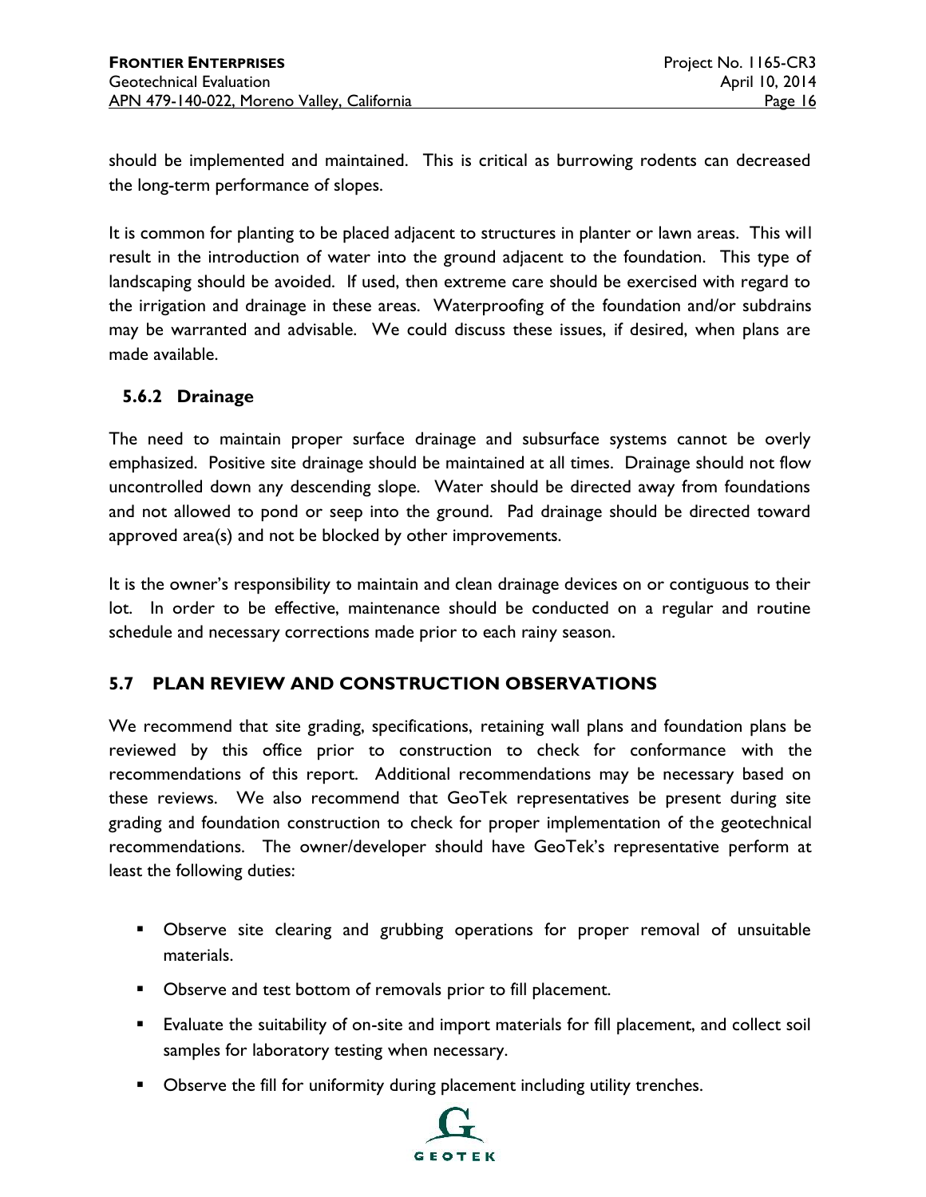should be implemented and maintained. This is critical as burrowing rodents can decreased the long-term performance of slopes.

It is common for planting to be placed adjacent to structures in planter or lawn areas. This will result in the introduction of water into the ground adjacent to the foundation. This type of landscaping should be avoided. If used, then extreme care should be exercised with regard to the irrigation and drainage in these areas. Waterproofing of the foundation and/or subdrains may be warranted and advisable. We could discuss these issues, if desired, when plans are made available.

### 5.6.2 Drainage

The need to maintain proper surface drainage and subsurface systems cannot be overly emphasized. Positive site drainage should be maintained at all times. Drainage should not flow uncontrolled down any descending slope. Water should be directed away from foundations and not allowed to pond or seep into the ground. Pad drainage should be directed toward approved area(s) and not be blocked by other improvements.

It is the owner's responsibility to maintain and clean drainage devices on or contiguous to their lot. In order to be effective, maintenance should be conducted on a regular and routine schedule and necessary corrections made prior to each rainy season.

## 5.7 PLAN REVIEW AND CONSTRUCTION OBSERVATIONS

We recommend that site grading, specifications, retaining wall plans and foundation plans be reviewed by this office prior to construction to check for conformance with the recommendations of this report. Additional recommendations may be necessary based on these reviews. We also recommend that GeoTek representatives be present during site grading and foundation construction to check for proper implementation of the geotechnical recommendations. The owner/developer should have GeoTek's representative perform at least the following duties:

- Observe site clearing and grubbing operations for proper removal of unsuitable materials.
- Observe and test bottom of removals prior to fill placement.
- Evaluate the suitability of on-site and import materials for fill placement, and collect soil samples for laboratory testing when necessary.
- Observe the fill for uniformity during placement including utility trenches.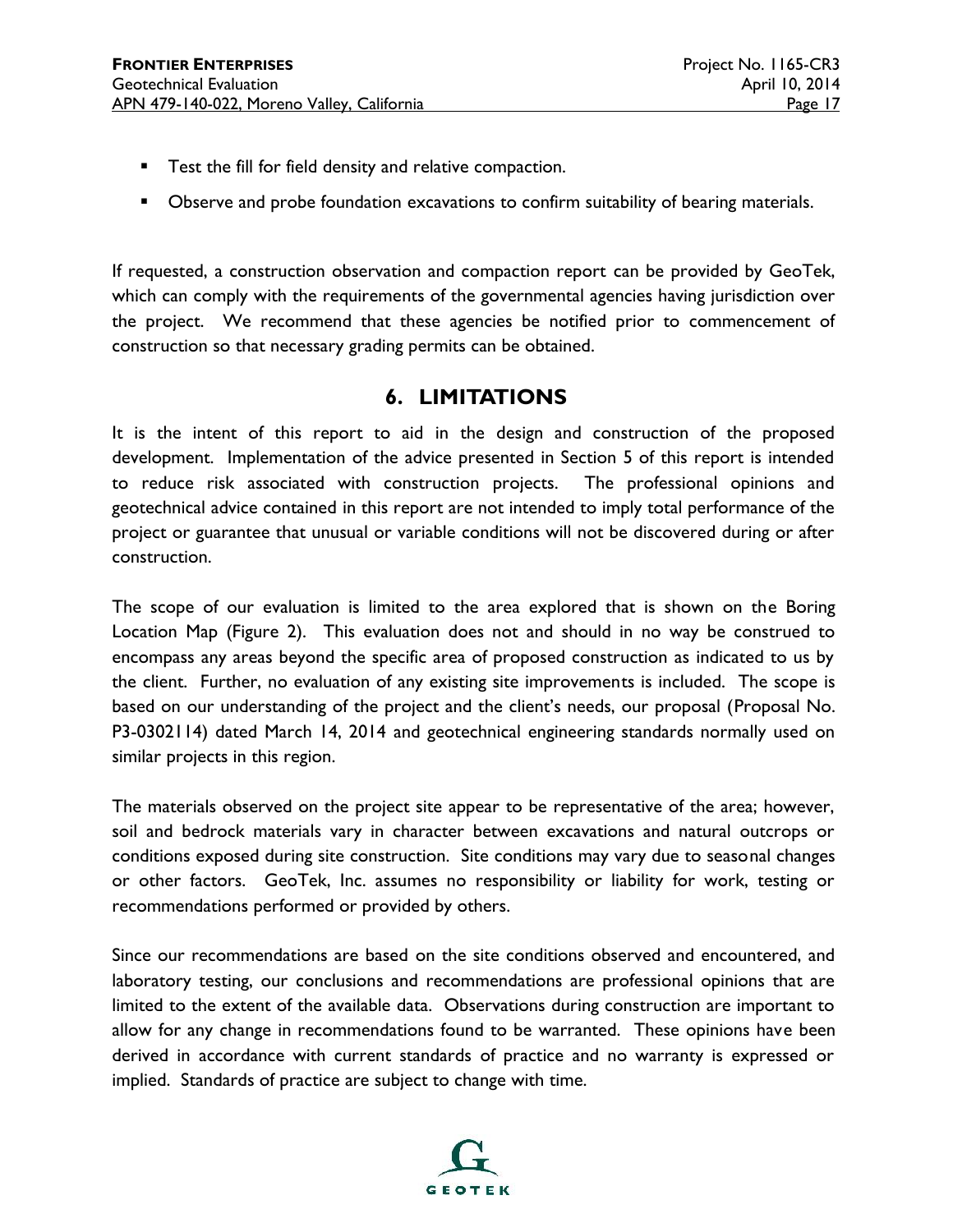- Test the fill for field density and relative compaction.
- Observe and probe foundation excavations to confirm suitability of bearing materials.

If requested, a construction observation and compaction report can be provided by GeoTek, which can comply with the requirements of the governmental agencies having jurisdiction over the project. We recommend that these agencies be notified prior to commencement of construction so that necessary grading permits can be obtained.

## 6. LIMITATIONS

It is the intent of this report to aid in the design and construction of the proposed development. Implementation of the advice presented in Section 5 of this report is intended to reduce risk associated with construction projects. The professional opinions and geotechnical advice contained in this report are not intended to imply total performance of the project or guarantee that unusual or variable conditions will not be discovered during or after construction.

The scope of our evaluation is limited to the area explored that is shown on the Boring Location Map (Figure 2). This evaluation does not and should in no way be construed to encompass any areas beyond the specific area of proposed construction as indicated to us by the client. Further, no evaluation of any existing site improvements is included. The scope is based on our understanding of the project and the client's needs, our proposal (Proposal No. P3-0302114) dated March 14, 2014 and geotechnical engineering standards normally used on similar projects in this region.

The materials observed on the project site appear to be representative of the area; however, soil and bedrock materials vary in character between excavations and natural outcrops or conditions exposed during site construction. Site conditions may vary due to seasonal changes or other factors. GeoTek, Inc. assumes no responsibility or liability for work, testing or recommendations performed or provided by others.

Since our recommendations are based on the site conditions observed and encountered, and laboratory testing, our conclusions and recommendations are professional opinions that are limited to the extent of the available data. Observations during construction are important to allow for any change in recommendations found to be warranted. These opinions have been derived in accordance with current standards of practice and no warranty is expressed or implied. Standards of practice are subject to change with time.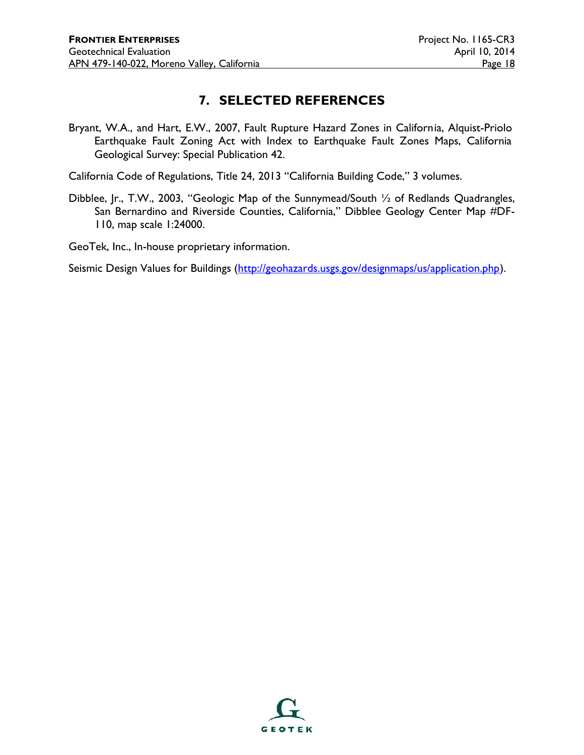# 7. SELECTED REFERENCES

Bryant, W.A., and Hart, E.W., 2007, Fault Rupture Hazard Zones in California, Alquist-Priolo Earthquake Fault Zoning Act with Index to Earthquake Fault Zones Maps, California Geological Survey: Special Publication 42.

California Code of Regulations, Title 24, 2013 "California Building Code," 3 volumes.

Dibblee, Jr., T.W., 2003, "Geologic Map of the Sunnymead/South ½ of Redlands Quadrangles, San Bernardino and Riverside Counties, California," Dibblee Geology Center Map #DF-110, map scale 1:24000.

GeoTek, Inc., In-house proprietary information.

Seismic Design Values for Buildings (http://geohazards.usgs.gov/designmaps/us/application.php).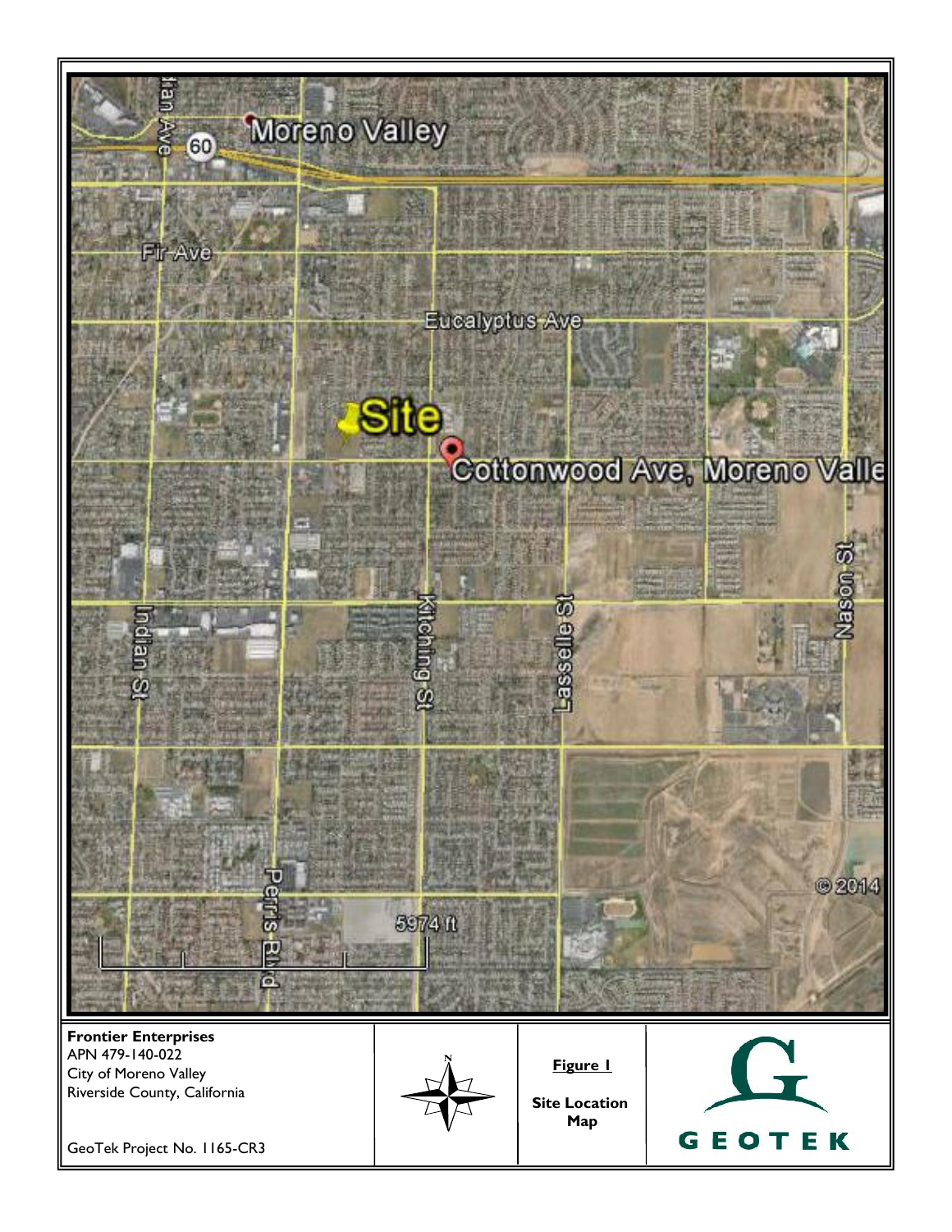Moreno Valley

60

Fir Ave

Eucalyptus Ave

Site

Cottonwood Ave, Moreno Valle

Indian St

Perris Blvd

Kitching St

Lasselle St

Nason St

5974 ft

© 2014

**Frontier Enterprises**
APN 479-140-022
City of Moreno Valley
Riverside County, California

GeoTek Project No. 1165-CR3

N

**Figure 1**

**Site Location Map**

GEOTEK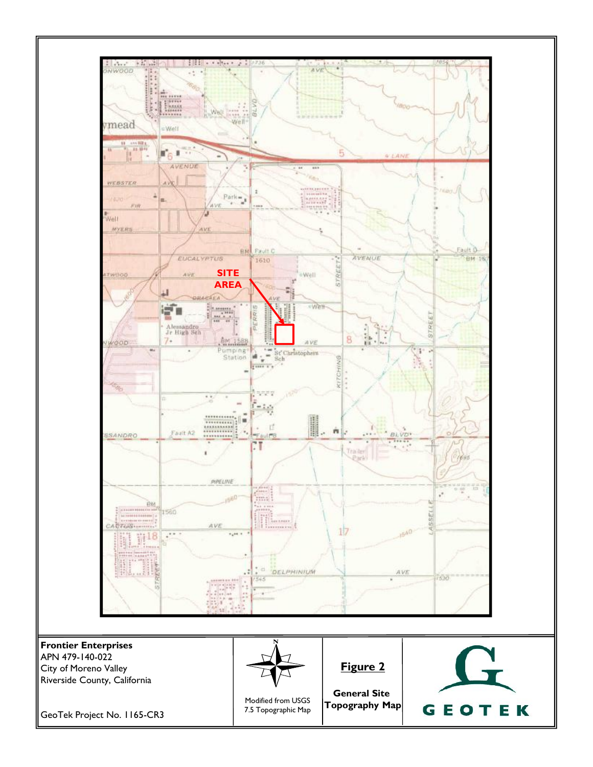SITE AREA

**Frontier Enterprises**
APN 479-140-022
City of Moreno Valley
Riverside County, California

GeoTek Project No. 1165-CR3

Modified from USGS 7.5 Topographic Map

**Figure 2**

**General Site Topography Map**

GEOTEK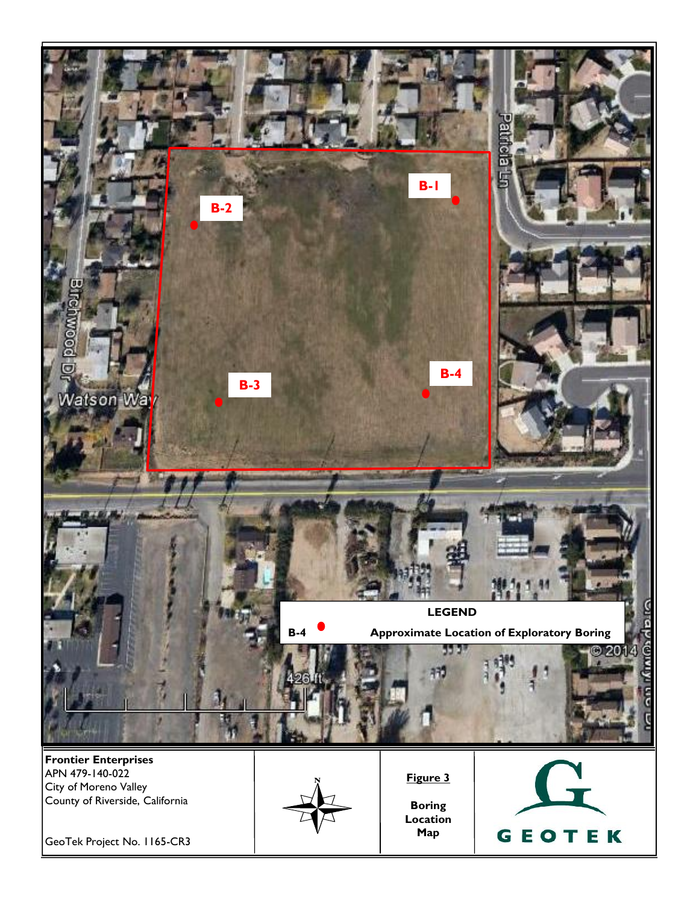B-1

B-2

B-3

B-4

Patricia Ln

Birchwood Dr

Watson Way

**LEGEND**

**B-4** ● **Approximate Location of Exploratory Boring**

© 2014

426 ft

**Frontier Enterprises**
APN 479-140-022
City of Moreno Valley
County of Riverside, California

GeoTek Project No. 1165-CR3

N

**Figure 3**

**Boring Location Map**

GEOTEK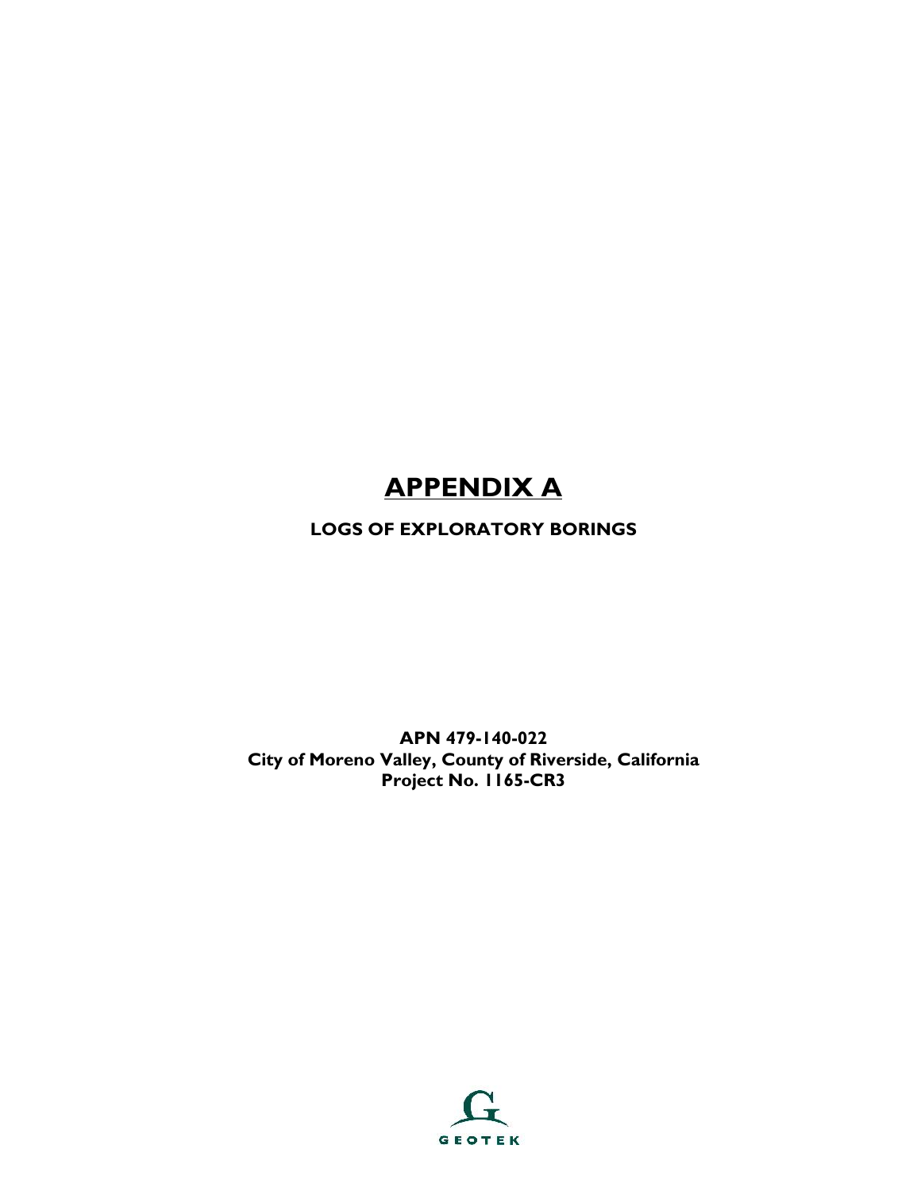# APPENDIX A

**LOGS OF EXPLORATORY BORINGS**

**APN 479-140-022**
**City of Moreno Valley, County of Riverside, California**
**Project No. 1165-CR3**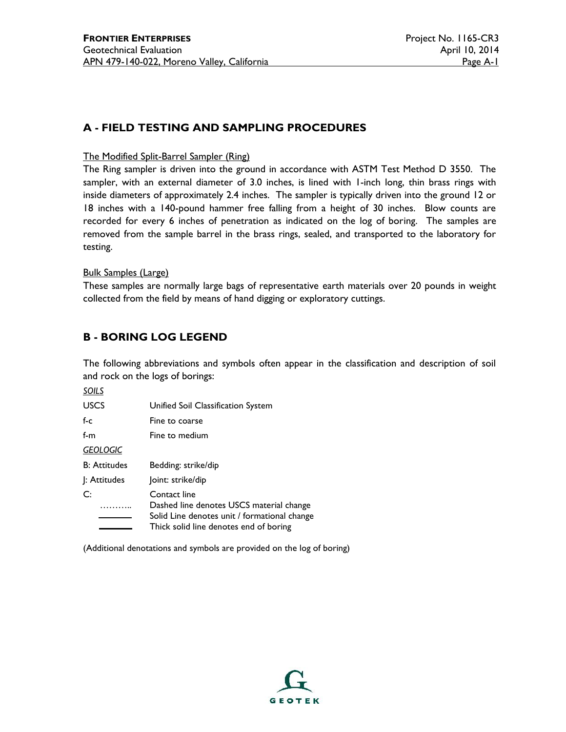## A - FIELD TESTING AND SAMPLING PROCEDURES

The Modified Split-Barrel Sampler (Ring)

The Ring sampler is driven into the ground in accordance with ASTM Test Method D 3550. The sampler, with an external diameter of 3.0 inches, is lined with 1-inch long, thin brass rings with inside diameters of approximately 2.4 inches. The sampler is typically driven into the ground 12 or 18 inches with a 140-pound hammer free falling from a height of 30 inches. Blow counts are recorded for every 6 inches of penetration as indicated on the log of boring. The samples are removed from the sample barrel in the brass rings, sealed, and transported to the laboratory for testing.

Bulk Samples (Large)

These samples are normally large bags of representative earth materials over 20 pounds in weight collected from the field by means of hand digging or exploratory cuttings.

## B - BORING LOG LEGEND

The following abbreviations and symbols often appear in the classification and description of soil and rock on the logs of borings:

*SOILS*

| | |
|---|---|
| USCS | Unified Soil Classification System |
| f-c | Fine to coarse |
| f-m | Fine to medium |

*GEOLOGIC*

| | |
|---|---|
| B: Attitudes | Bedding: strike/dip |
| J: Attitudes | Joint: strike/dip |
| C: | Contact line |
| ……….. | Dashed line denotes USCS material change |
| ——— | Solid Line denotes unit / formational change |
| ━━━ | Thick solid line denotes end of boring |

(Additional denotations and symbols are provided on the log of boring)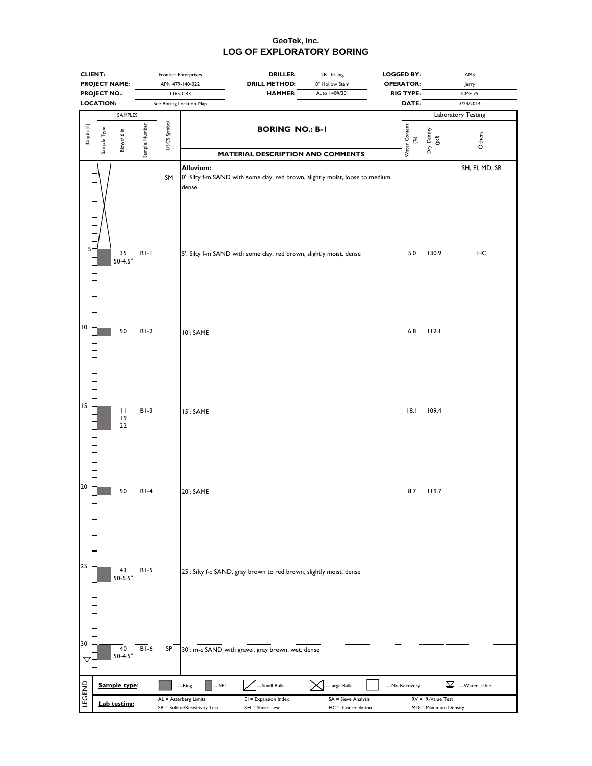# GeoTek, Inc.
## LOG OF EXPLORATORY BORING

| | | | | | |
|---|---|---|---|---|---|
| **CLIENT:** | Frontier Enterprises | **DRILLER:** | 2R Drilling | **LOGGED BY:** | AMS |
| **PROJECT NAME:** | APN 479-140-022 | **DRILL METHOD:** | 8" Hollow Stem | **OPERATOR:** | Jerry |
| **PROJECT NO.:** | 1165-CR3 | **HAMMER:** | Auto 140#/30" | **RIG TYPE:** | CME 75 |
| **LOCATION:** | See Boring Location Map | | | **DATE:** | 3/24/2014 |

**BORING NO.: B-1**

| Depth (ft) | Sample Type | Blows/ 6 in | Sample Number | USCS Symbol | MATERIAL DESCRIPTION AND COMMENTS | Water Content (%) | Dry Density (pcf) | Others |
|---|---|---|---|---|---|---|---|---|
| 0 | Large Bulk | | | SM | **Alluvium:** 0': Silty f-m SAND with some clay, red brown, slightly moist, loose to medium dense | | | SH, EI, MD, SR |
| 5 | Ring | 35<br>50-4.5" | B1-1 | | 5': Silty f-m SAND with some clay, red brown, slightly moist, dense | 5.0 | 130.9 | HC |
| 10 | Ring | 50 | B1-2 | | 10': SAME | 6.8 | 112.1 | |
| 15 | Ring | 11<br>19<br>22 | B1-3 | | 15': SAME | 18.1 | 109.4 | |
| 20 | Ring | 50 | B1-4 | | 20': SAME | 8.7 | 119.7 | |
| 25 | Ring | 43<br>50-5.5" | B1-5 | | 25': Silty f-c SAND, gray brown to red brown, slightly moist, dense | | | |
| 30 (Water Table) | Ring | 40<br>50-4.5" | B1-6 | SP | 30': m-c SAND with gravel, gray brown, wet, dense | | | |

**LEGEND**

**Sample type:** ---Ring ---SPT ---Small Bulk ---Large Bulk ---No Recovery ---Water Table

**Lab testing:** AL = Atterberg Limits; SR = Sulfate/Resisitivity Test; EI = Expansion Index; SH = Shear Test; SA = Sieve Analysis; HC= Consolidation; RV = R-Value Test; MD = Maximum Density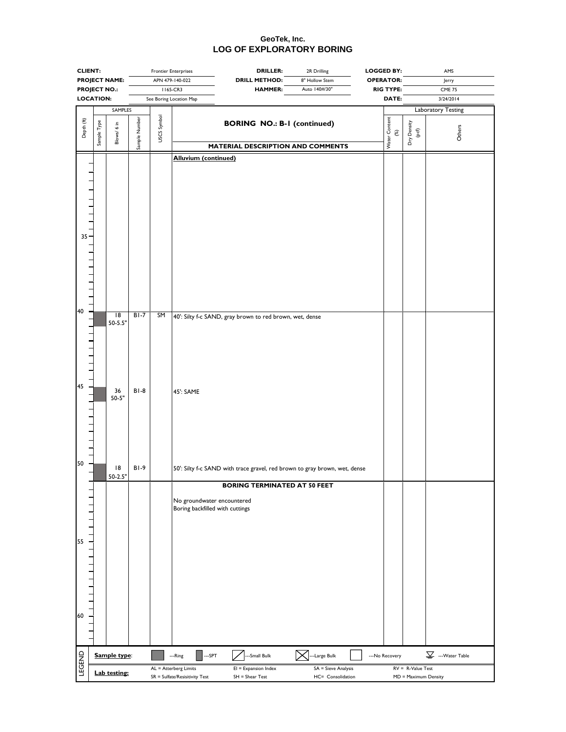# GeoTek, Inc.

## LOG OF EXPLORATORY BORING

| | | | | | |
|---|---|---|---|---|---|
| **CLIENT:** | Frontier Enterprises | **DRILLER:** | 2R Drilling | **LOGGED BY:** | AMS |
| **PROJECT NAME:** | APN 479-140-022 | **DRILL METHOD:** | 8" Hollow Stem | **OPERATOR:** | Jerry |
| **PROJECT NO.:** | 1165-CR3 | **HAMMER:** | Auto 140#/30" | **RIG TYPE:** | CME 75 |
| **LOCATION:** | See Boring Location Map | | | **DATE:** | 3/24/2014 |

**BORING NO.: B-1 (continued)**

| Depth (ft) | Sample Type | Blows/ 6 in | Sample Number | USCS Symbol | MATERIAL DESCRIPTION AND COMMENTS | Water Content (%) | Dry Density (pcf) | Others |
|---|---|---|---|---|---|---|---|---|
| | | | | | **Alluvium (continued)** | | | |
| 35 | | | | | | | | |
| 40 | SPT | 18<br>50-5.5" | B1-7 | SM | 40': Silty f-c SAND, gray brown to red brown, wet, dense | | | |
| 45 | SPT | 36<br>50-5" | B1-8 | | 45': SAME | | | |
| 50 | SPT | 18<br>50-2.5" | B1-9 | | 50': Silty f-c SAND with trace gravel, red brown to gray brown, wet, dense | | | |
| | | | | | **BORING TERMINATED AT 50 FEET** | | | |
| | | | | | No groundwater encountered<br>Boring backfilled with cuttings | | | |
| 55 | | | | | | | | |
| 60 | | | | | | | | |

**LEGEND**

**Sample type:** ---Ring; ---SPT; ---Small Bulk; ---Large Bulk; ---No Recovery; ---Water Table

**Lab testing:**

| | | | |
|---|---|---|---|
| AL = Atterberg Limits | EI = Expansion Index | SA = Sieve Analysis | RV = R-Value Test |
| SR = Sulfate/Resisitivity Test | SH = Shear Test | HC= Consolidation | MD = Maximum Density |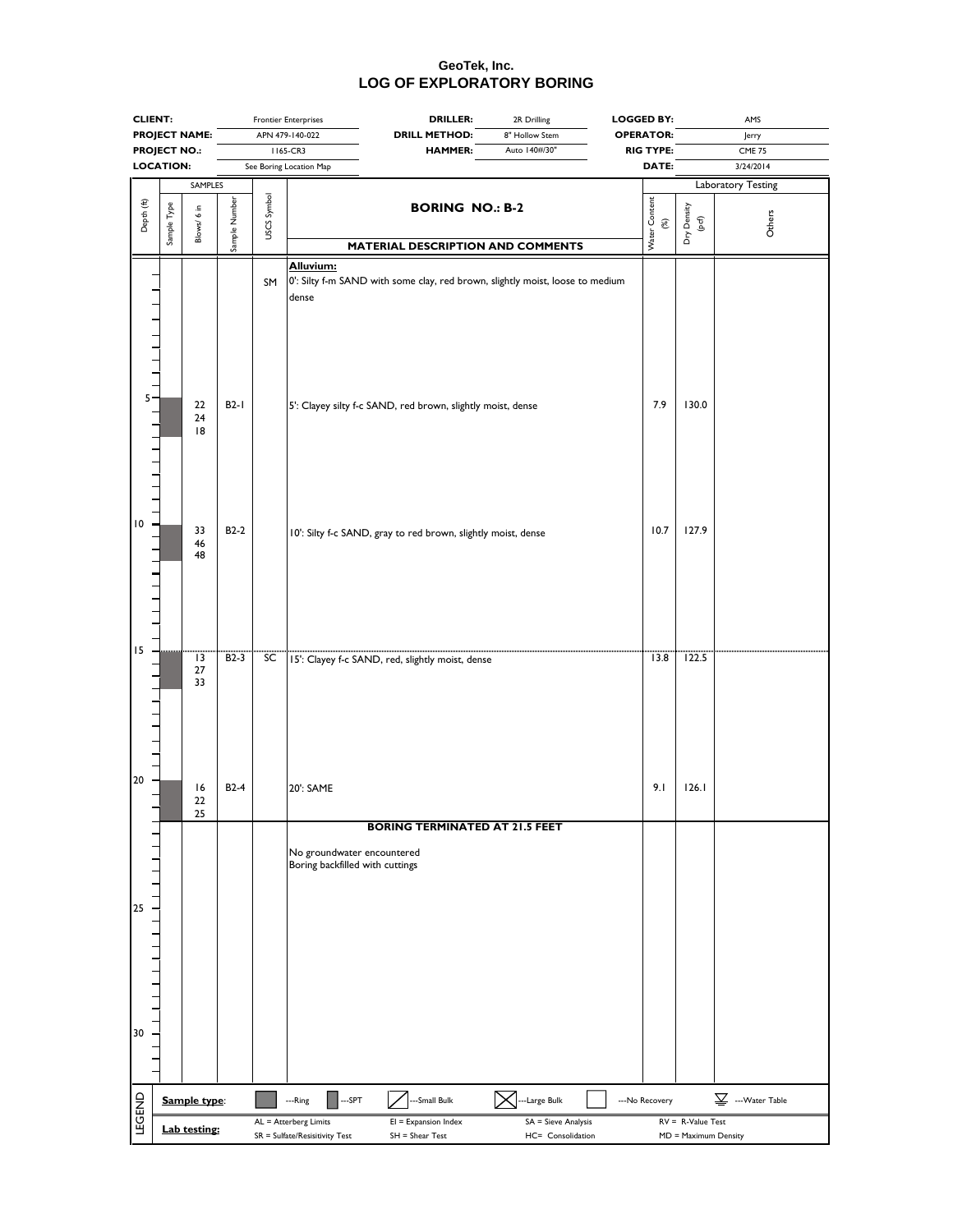**GeoTek, Inc.**

# LOG OF EXPLORATORY BORING

| | | | | | |
|---|---|---|---|---|---|
| **CLIENT:** | Frontier Enterprises | **DRILLER:** | 2R Drilling | **LOGGED BY:** | AMS |
| **PROJECT NAME:** | APN 479-140-022 | **DRILL METHOD:** | 8" Hollow Stem | **OPERATOR:** | Jerry |
| **PROJECT NO.:** | 1165-CR3 | **HAMMER:** | Auto 140#/30" | **RIG TYPE:** | CME 75 |
| **LOCATION:** | See Boring Location Map | | | **DATE:** | 3/24/2014 |

## BORING NO.: B-2

| Depth (ft) | Sample Type | Blows/ 6 in | Sample Number | USCS Symbol | MATERIAL DESCRIPTION AND COMMENTS | Water Content (%) | Dry Density (pcf) | Others |
|---|---|---|---|---|---|---|---|---|
| | | | | | **Alluvium:** | | | |
| 0 | | | | SM | 0': Silty f-m SAND with some clay, red brown, slightly moist, loose to medium dense | | | |
| 5 | SPT | 22 24 18 | B2-1 | | 5': Clayey silty f-c SAND, red brown, slightly moist, dense | 7.9 | 130.0 | |
| 10 | SPT | 33 46 48 | B2-2 | | 10': Silty f-c SAND, gray to red brown, slightly moist, dense | 10.7 | 127.9 | |
| 15 | SPT | 13 27 33 | B2-3 | SC | 15': Clayey f-c SAND, red, slightly moist, dense | 13.8 | 122.5 | |
| 20 | SPT | 16 22 25 | B2-4 | | 20': SAME | 9.1 | 126.1 | |
| | | | | | **BORING TERMINATED AT 21.5 FEET** | | | |
| | | | | | No groundwater encountered<br>Boring backfilled with cuttings | | | |

**LEGEND**

**Sample type:** ---Ring ---SPT ---Small Bulk ---Large Bulk ---No Recovery ---Water Table

**Lab testing:** AL = Atterberg Limits; EI = Expansion Index; SA = Sieve Analysis; RV = R-Value Test; SR = Sulfate/Resisitivity Test; SH = Shear Test; HC= Consolidation; MD = Maximum Density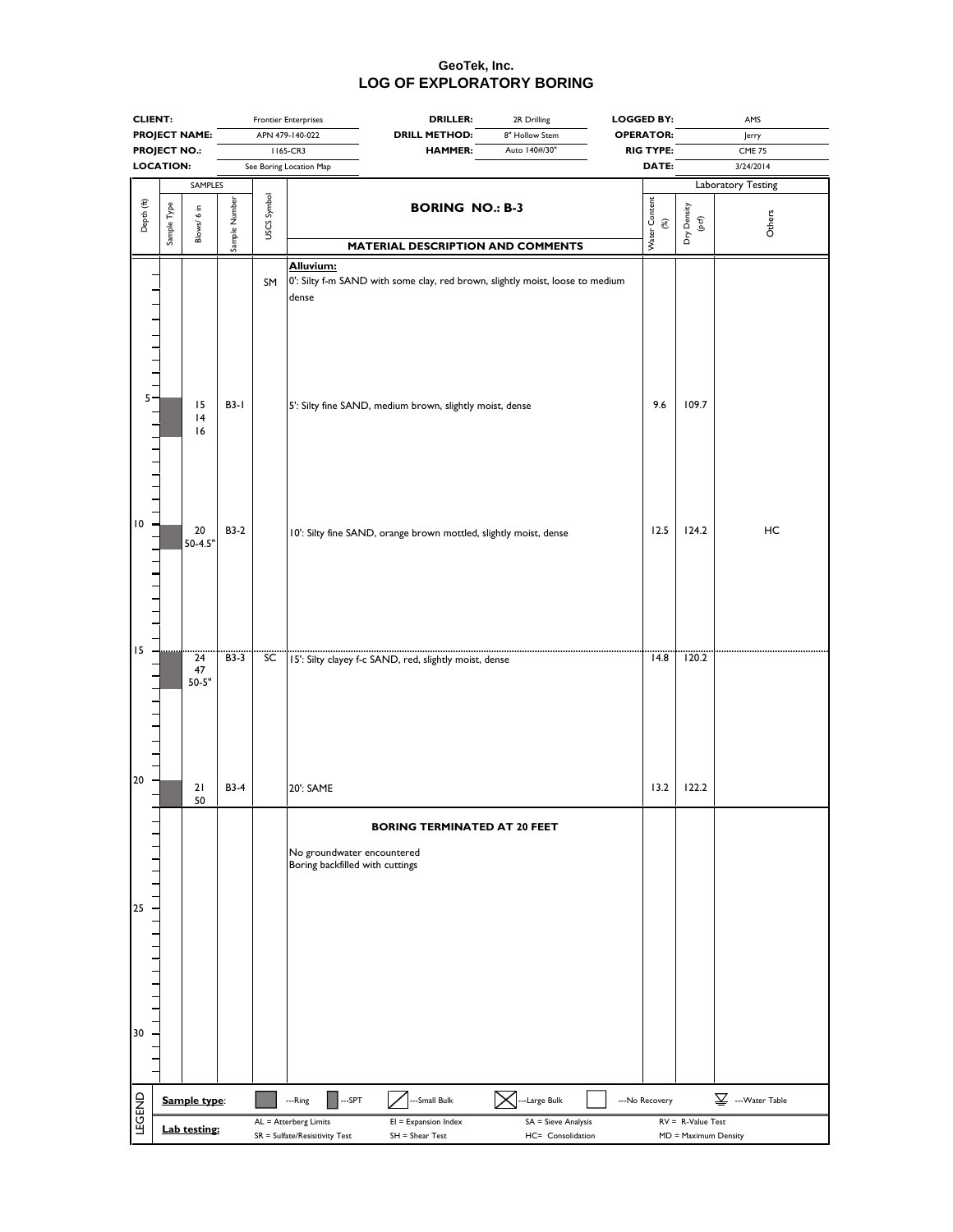# GeoTek, Inc.
## LOG OF EXPLORATORY BORING

| | | | | | |
|---|---|---|---|---|---|
| **CLIENT:** | Frontier Enterprises | **DRILLER:** | 2R Drilling | **LOGGED BY:** | AMS |
| **PROJECT NAME:** | APN 479-140-022 | **DRILL METHOD:** | 8" Hollow Stem | **OPERATOR:** | Jerry |
| **PROJECT NO.:** | 1165-CR3 | **HAMMER:** | Auto 140#/30" | **RIG TYPE:** | CME 75 |
| **LOCATION:** | See Boring Location Map | | | **DATE:** | 3/24/2014 |

### BORING NO.: B-3

| Depth (ft) | Sample Type | Blows/ 6 in | Sample Number | USCS Symbol | MATERIAL DESCRIPTION AND COMMENTS | Water Content (%) | Dry Density (pcf) | Others |
|---|---|---|---|---|---|---|---|---|
| 0 | | | | SM | **Alluvium:** 0': Silty f-m SAND with some clay, red brown, slightly moist, loose to medium dense | | | |
| 5 | Ring | 15 14 16 | B3-1 | | 5': Silty fine SAND, medium brown, slightly moist, dense | 9.6 | 109.7 | |
| 10 | Ring | 20 50-4.5" | B3-2 | | 10': Silty fine SAND, orange brown mottled, slightly moist, dense | 12.5 | 124.2 | HC |
| 15 | Ring | 24 47 50-5" | B3-3 | SC | 15': Silty clayey f-c SAND, red, slightly moist, dense | 14.8 | 120.2 | |
| 20 | Ring | 21 50 | B3-4 | | 20': SAME | 13.2 | 122.2 | |

**BORING TERMINATED AT 20 FEET**

No groundwater encountered
Boring backfilled with cuttings

**LEGEND**

**Sample type**: ---Ring ---SPT ---Small Bulk ---Large Bulk ---No Recovery ---Water Table

**Lab testing:** AL = Atterberg Limits; EI = Expansion Index; SA = Sieve Analysis; RV = R-Value Test; SR = Sulfate/Resisitivity Test; SH = Shear Test; HC= Consolidation; MD = Maximum Density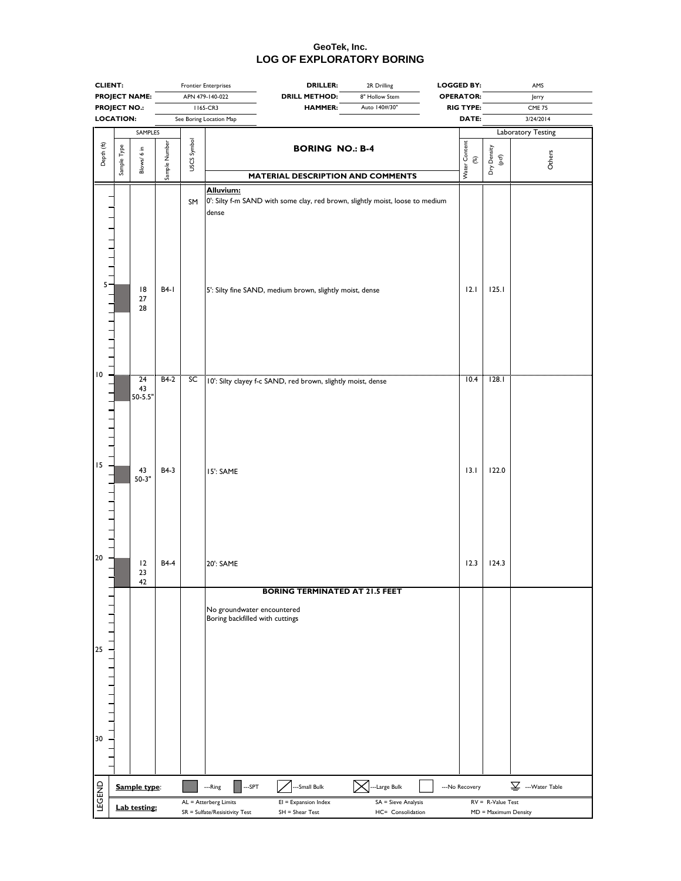# GeoTek, Inc.
## LOG OF EXPLORATORY BORING

| | | | | | |
|---|---|---|---|---|---|
| **CLIENT:** | Frontier Enterprises | **DRILLER:** | 2R Drilling | **LOGGED BY:** | AMS |
| **PROJECT NAME:** | APN 479-140-022 | **DRILL METHOD:** | 8" Hollow Stem | **OPERATOR:** | Jerry |
| **PROJECT NO.:** | 1165-CR3 | **HAMMER:** | Auto 140#/30" | **RIG TYPE:** | CME 75 |
| **LOCATION:** | See Boring Location Map | | | **DATE:** | 3/24/2014 |

### BORING NO.: B-4

| Depth (ft) | Sample Type | Blows/ 6 in | Sample Number | USCS Symbol | MATERIAL DESCRIPTION AND COMMENTS | Water Content (%) | Dry Density (pcf) | Others |
|---|---|---|---|---|---|---|---|---|
| 0 | | | | SM | **Alluvium:** 0': Silty f-m SAND with some clay, red brown, slightly moist, loose to medium dense | | | |
| 5 | Ring | 18 27 28 | B4-1 | | 5': Silty fine SAND, medium brown, slightly moist, dense | 12.1 | 125.1 | |
| 10 | Ring | 24 43 50-5.5" | B4-2 | SC | 10': Silty clayey f-c SAND, red brown, slightly moist, dense | 10.4 | 128.1 | |
| 15 | Ring | 43 50-3" | B4-3 | | 15': SAME | 13.1 | 122.0 | |
| 20 | Ring | 12 23 42 | B4-4 | | 20': SAME | 12.3 | 124.3 | |
| 21.5 | | | | | **BORING TERMINATED AT 21.5 FEET** | | | |
| | | | | | No groundwater encountered<br>Boring backfilled with cuttings | | | |

**LEGEND**

**Sample type**: ---Ring ---SPT ---Small Bulk ---Large Bulk ---No Recovery ---Water Table

**Lab testing:** AL = Atterberg Limits; EI = Expansion Index; SA = Sieve Analysis; RV = R-Value Test; SR = Sulfate/Resisitivity Test; SH = Shear Test; HC= Consolidation; MD = Maximum Density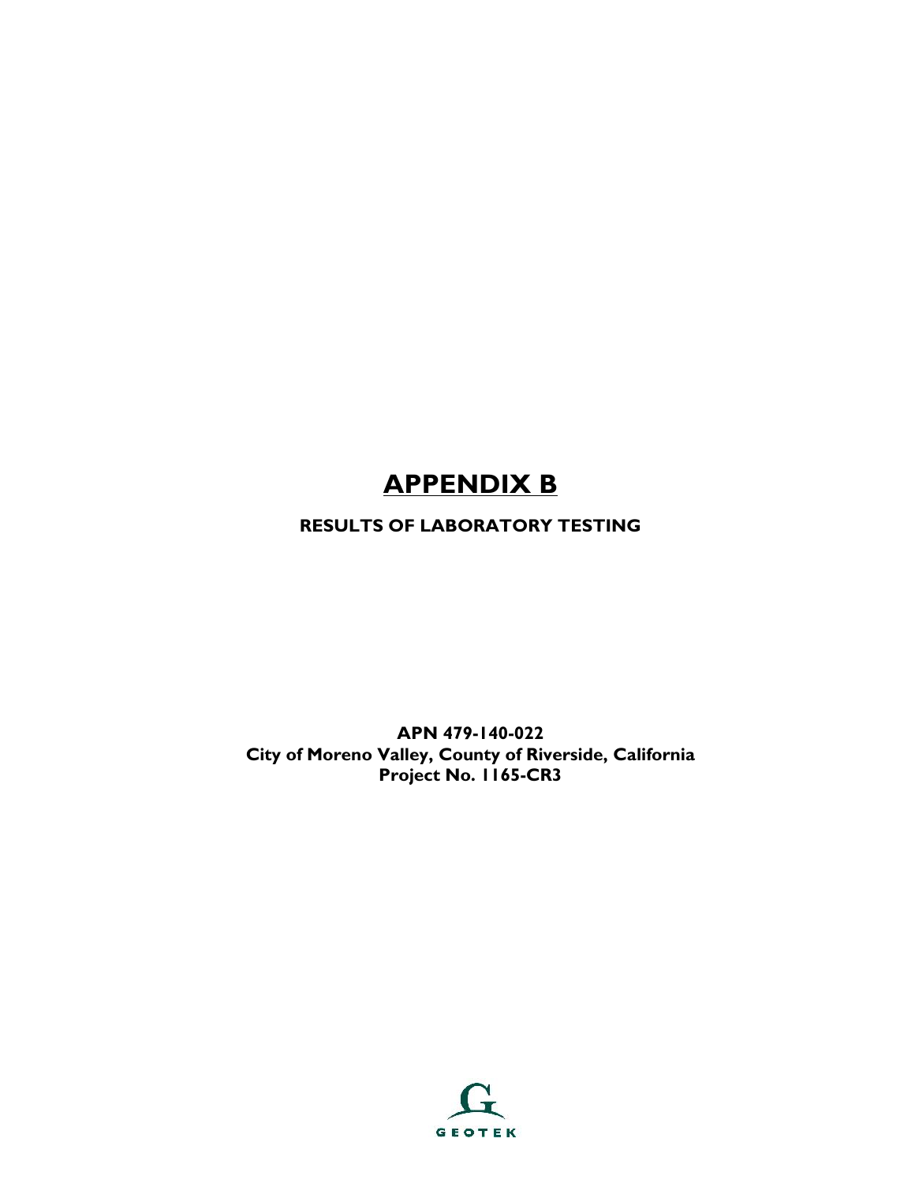# APPENDIX B

**RESULTS OF LABORATORY TESTING**

**APN 479-140-022**
**City of Moreno Valley, County of Riverside, California**
**Project No. 1165-CR3**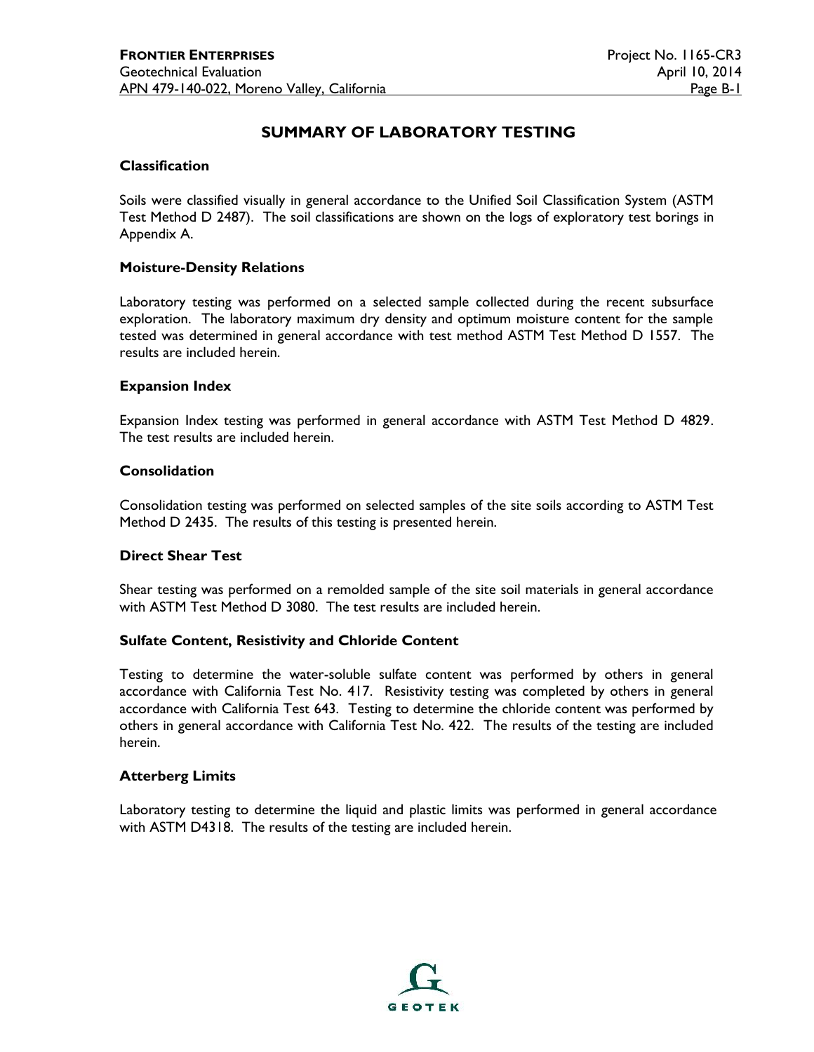## SUMMARY OF LABORATORY TESTING

### Classification

Soils were classified visually in general accordance to the Unified Soil Classification System (ASTM Test Method D 2487). The soil classifications are shown on the logs of exploratory test borings in Appendix A.

### Moisture-Density Relations

Laboratory testing was performed on a selected sample collected during the recent subsurface exploration. The laboratory maximum dry density and optimum moisture content for the sample tested was determined in general accordance with test method ASTM Test Method D 1557. The results are included herein.

### Expansion Index

Expansion Index testing was performed in general accordance with ASTM Test Method D 4829. The test results are included herein.

### Consolidation

Consolidation testing was performed on selected samples of the site soils according to ASTM Test Method D 2435. The results of this testing is presented herein.

### Direct Shear Test

Shear testing was performed on a remolded sample of the site soil materials in general accordance with ASTM Test Method D 3080. The test results are included herein.

### Sulfate Content, Resistivity and Chloride Content

Testing to determine the water-soluble sulfate content was performed by others in general accordance with California Test No. 417. Resistivity testing was completed by others in general accordance with California Test 643. Testing to determine the chloride content was performed by others in general accordance with California Test No. 422. The results of the testing are included herein.

### Atterberg Limits

Laboratory testing to determine the liquid and plastic limits was performed in general accordance with ASTM D4318. The results of the testing are included herein.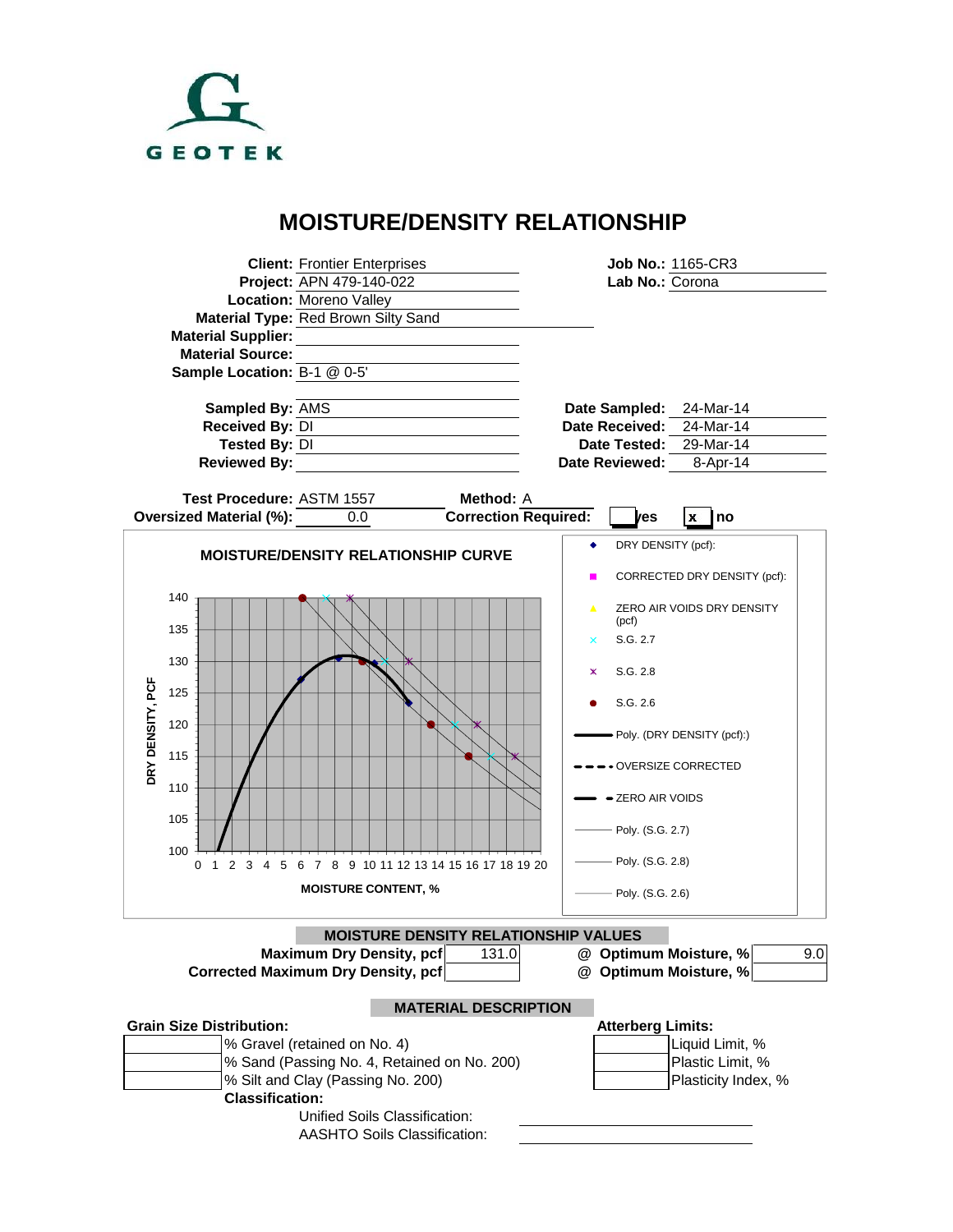GEOTEK

# MOISTURE/DENSITY RELATIONSHIP

| | | | |
|---|---|---|---|
| **Client:** | Frontier Enterprises | **Job No.:** | 1165-CR3 |
| **Project:** | APN 479-140-022 | **Lab No.:** | Corona |
| **Location:** | Moreno Valley | | |
| **Material Type:** | Red Brown Silty Sand | | |
| **Material Supplier:** | | | |
| **Material Source:** | | | |
| **Sample Location:** | B-1 @ 0-5' | | |
| **Sampled By:** | AMS | **Date Sampled:** | 24-Mar-14 |
| **Received By:** | DI | **Date Received:** | 24-Mar-14 |
| **Tested By:** | DI | **Date Tested:** | 29-Mar-14 |
| **Reviewed By:** | | **Date Reviewed:** | 8-Apr-14 |

**Test Procedure:** ASTM 1557 **Method:** A

**Oversized Material (%):** 0.0 **Correction Required:** [ ] yes [x] no

**MOISTURE/DENSITY RELATIONSHIP CURVE**

Legend: DRY DENSITY (pcf); CORRECTED DRY DENSITY (pcf); ZERO AIR VOIDS DRY DENSITY (pcf); S.G. 2.7; S.G. 2.8; S.G. 2.6; Poly. (DRY DENSITY (pcf)); OVERSIZE CORRECTED; ZERO AIR VOIDS; Poly. (S.G. 2.7); Poly. (S.G. 2.8); Poly. (S.G. 2.6)

Y-axis: DRY DENSITY, PCF (100–140); X-axis: MOISTURE CONTENT, % (0–20)

## MOISTURE DENSITY RELATIONSHIP VALUES

| | | | |
|---|---|---|---|
| **Maximum Dry Density, pcf** | 131.0 | **@ Optimum Moisture, %** | 9.0 |
| **Corrected Maximum Dry Density, pcf** | | **@ Optimum Moisture, %** | |

## MATERIAL DESCRIPTION

**Grain Size Distribution:**

| | |
|---|---|
| | % Gravel (retained on No. 4) |
| | % Sand (Passing No. 4, Retained on No. 200) |
| | % Silt and Clay (Passing No. 200) |

**Atterberg Limits:**

| | |
|---|---|
| | Liquid Limit, % |
| | Plastic Limit, % |
| | Plasticity Index, % |

**Classification:**

Unified Soils Classification:

AASHTO Soils Classification: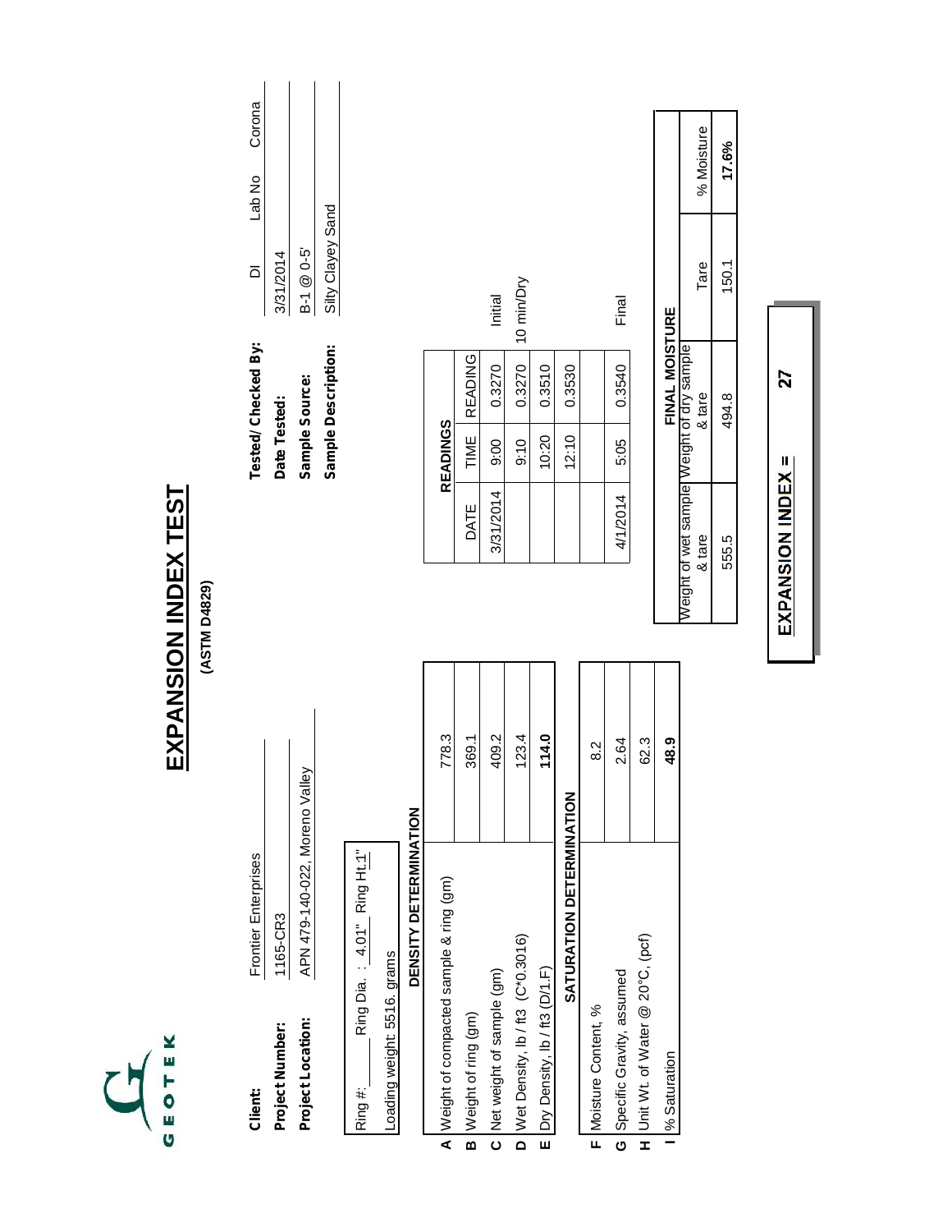GEOTEK

# EXPANSION INDEX TEST

**(ASTM D4829)**

**Client:** Frontier Enterprises

**Project Number:** 1165-CR3

**Project Location:** APN 479-140-022, Moreno Valley

**Tested/ Checked By:** DI Lab No Corona

**Date Tested:** 3/31/2014

**Sample Source:** B-1 @ 0-5'

**Sample Description:** Silty Clayey Sand

Ring #: ______ Ring Dia. : 4.01" Ring Ht.1"

Loading weight: 5516. grams

| | DENSITY DETERMINATION | |
|---|---|---|
| A | Weight of compacted sample & ring (gm) | 778.3 |
| B | Weight of ring (gm) | 369.1 |
| C | Net weight of sample (gm) | 409.2 |
| D | Wet Density, lb / ft3 (C*0.3016) | 123.4 |
| E | Dry Density, lb / ft3 (D/1.F) | **114.0** |

| | SATURATION DETERMINATION | |
|---|---|---|
| F | Moisture Content, % | 8.2 |
| G | Specific Gravity, assumed | 2.64 |
| H | Unit Wt. of Water @ 20°C, (pcf) | 62.3 |
| I | % Saturation | **48.9** |

| READINGS | | | |
|---|---|---|---|
| DATE | TIME | READING | |
| 3/31/2014 | 9:00 | 0.3270 | Initial |
| | 9:10 | 0.3270 | 10 min/Dry |
| | 10:20 | 0.3510 | |
| | 12:10 | 0.3530 | |
| | | | |
| 4/1/2014 | 5:05 | 0.3540 | Final |

| FINAL MOISTURE | | | |
|---|---|---|---|
| Weight of wet sample & tare | Weight of dry sample & tare | Tare | % Moisture |
| 555.5 | 494.8 | 150.1 | **17.6%** |

**EXPANSION INDEX = 27**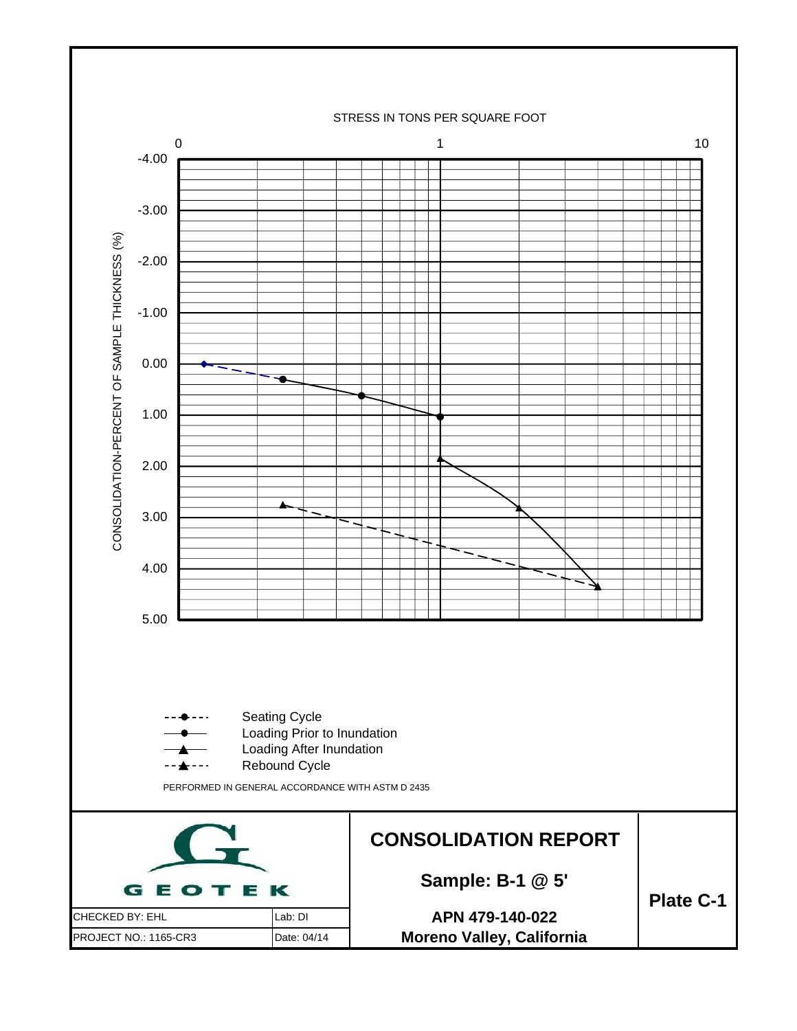STRESS IN TONS PER SQUARE FOOT

0 1 10

CONSOLIDATION-PERCENT OF SAMPLE THICKNESS (%)

-4.00
-3.00
-2.00
-1.00
0.00
1.00
2.00
3.00
4.00
5.00

- Seating Cycle
- Loading Prior to Inundation
- Loading After Inundation
- Rebound Cycle

PERFORMED IN GENERAL ACCORDANCE WITH ASTM D 2435

| GEOTEK | | CONSOLIDATION REPORT | Plate C-1 |
|---|---|---|---|
| | | **Sample: B-1 @ 5'** | |
| CHECKED BY: EHL | Lab: DI | **APN 479-140-022** | |
| PROJECT NO.: 1165-CR3 | Date: 04/14 | **Moreno Valley, California** | |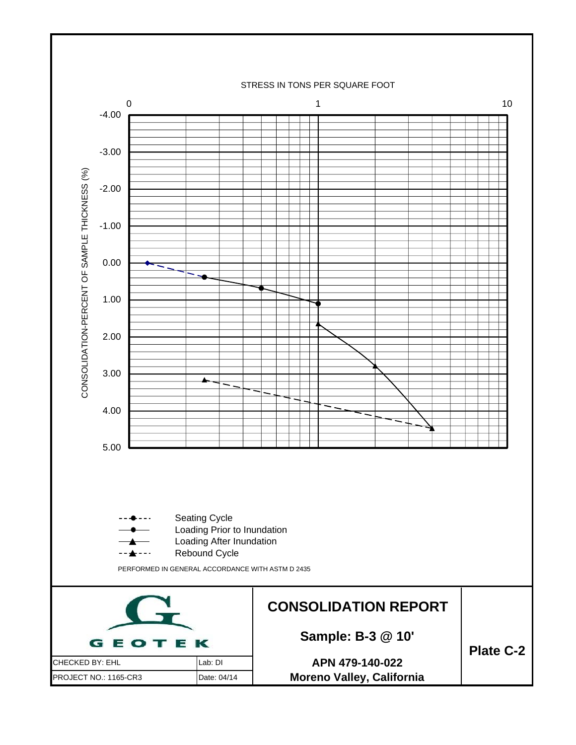STRESS IN TONS PER SQUARE FOOT

0 — 1 — 10

CONSOLIDATION-PERCENT OF SAMPLE THICKNESS (%)

-4.00, -3.00, -2.00, -1.00, 0.00, 1.00, 2.00, 3.00, 4.00, 5.00

- Seating Cycle
- Loading Prior to Inundation
- Loading After Inundation
- Rebound Cycle

PERFORMED IN GENERAL ACCORDANCE WITH ASTM D 2435

GEOTEK

| CHECKED BY: EHL | Lab: DI |
|---|---|
| PROJECT NO.: 1165-CR3 | Date: 04/14 |

# CONSOLIDATION REPORT

## Sample: B-3 @ 10'

**APN 479-140-022**

**Moreno Valley, California**

**Plate C-2**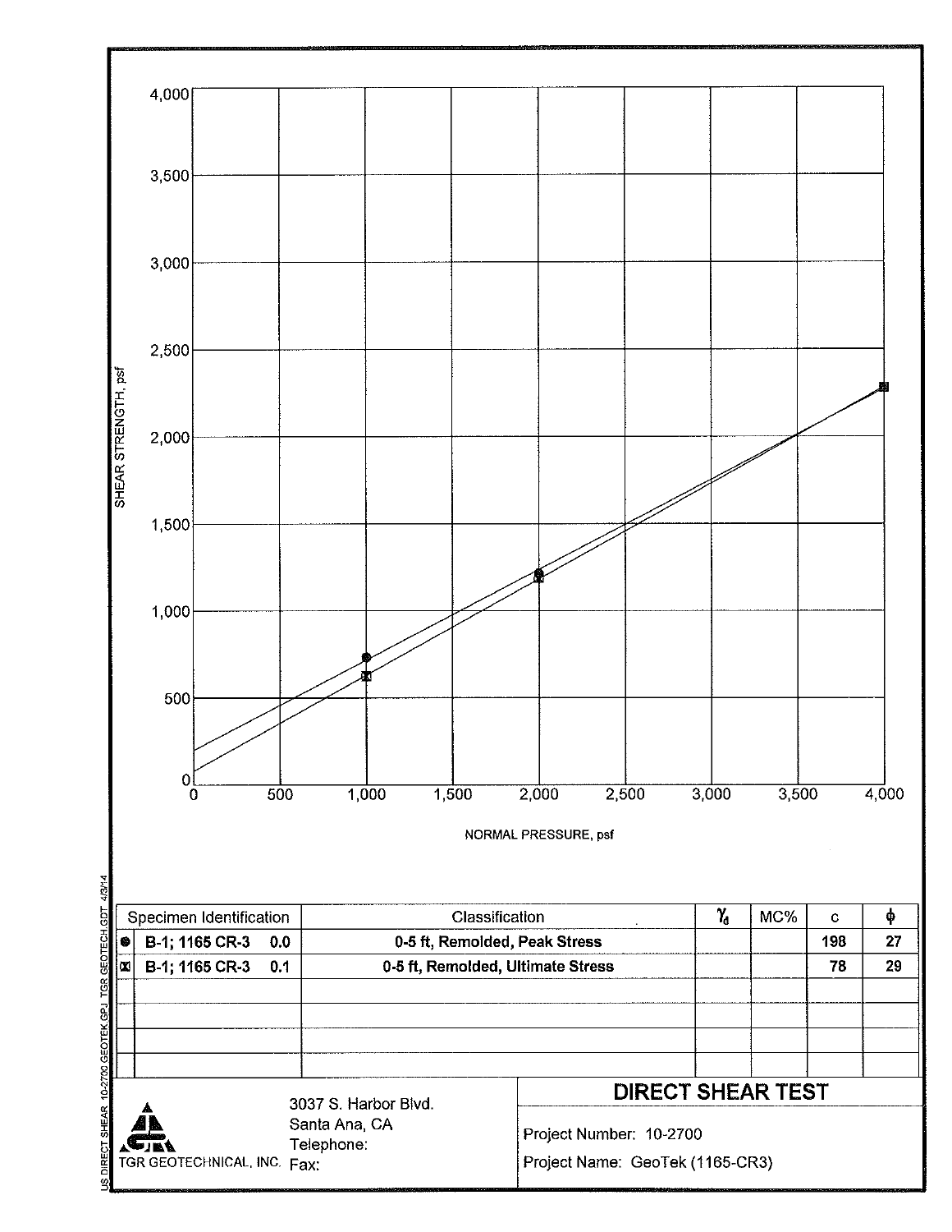SHEAR STRENGTH, psf

NORMAL PRESSURE, psf

| | Specimen Identification | | Classification | $\gamma_d$ | MC% | c | $\phi$ |
|---|---|---|---|---|---|---|---|
| ● | B-1; 1165 CR-3 | 0.0 | 0-5 ft, Remolded, Peak Stress | | | 198 | 27 |
| ⊠ | B-1; 1165 CR-3 | 0.1 | 0-5 ft, Remolded, Ultimate Stress | | | 78 | 29 |

TGR GEOTECHNICAL, INC.

3037 S. Harbor Blvd.
Santa Ana, CA
Telephone:
Fax:

## DIRECT SHEAR TEST

Project Number: 10-2700

Project Name: GeoTek (1165-CR3)

US DIRECT SHEAR 10-2700 GEOTEK.GPJ TGR GEOTECH.GDT 4/3/14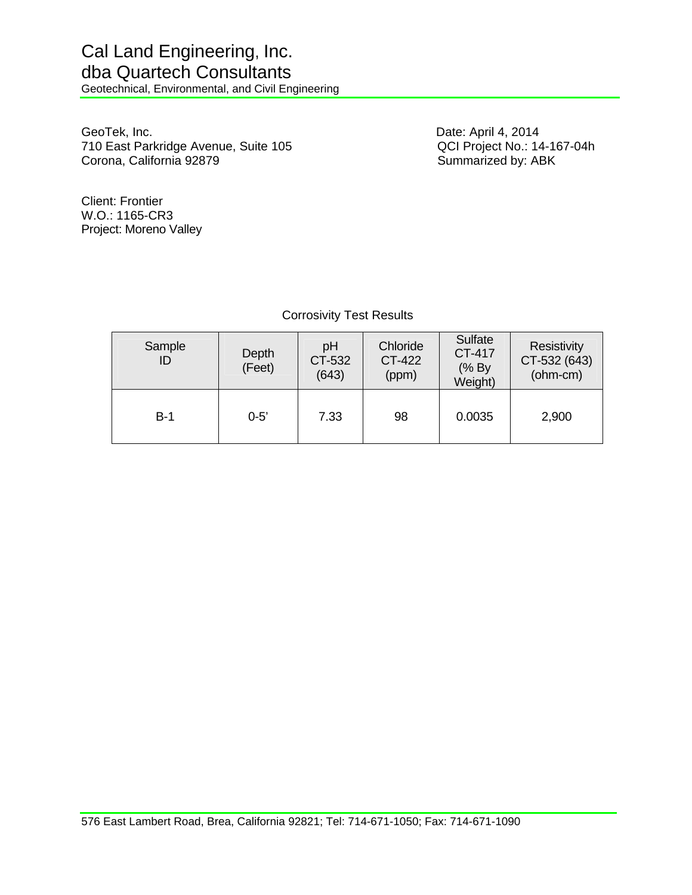# Cal Land Engineering, Inc.
# dba Quartech Consultants
Geotechnical, Environmental, and Civil Engineering

GeoTek, Inc.
710 East Parkridge Avenue, Suite 105
Corona, California 92879

Date: April 4, 2014
QCI Project No.: 14-167-04h
Summarized by: ABK

Client: Frontier
W.O.: 1165-CR3
Project: Moreno Valley

Corrosivity Test Results

| Sample ID | Depth (Feet) | pH CT-532 (643) | Chloride CT-422 (ppm) | Sulfate CT-417 (% By Weight) | Resistivity CT-532 (643) (ohm-cm) |
|---|---|---|---|---|---|
| B-1 | 0-5’ | 7.33 | 98 | 0.0035 | 2,900 |

576 East Lambert Road, Brea, California 92821; Tel: 714-671-1050; Fax: 714-671-1090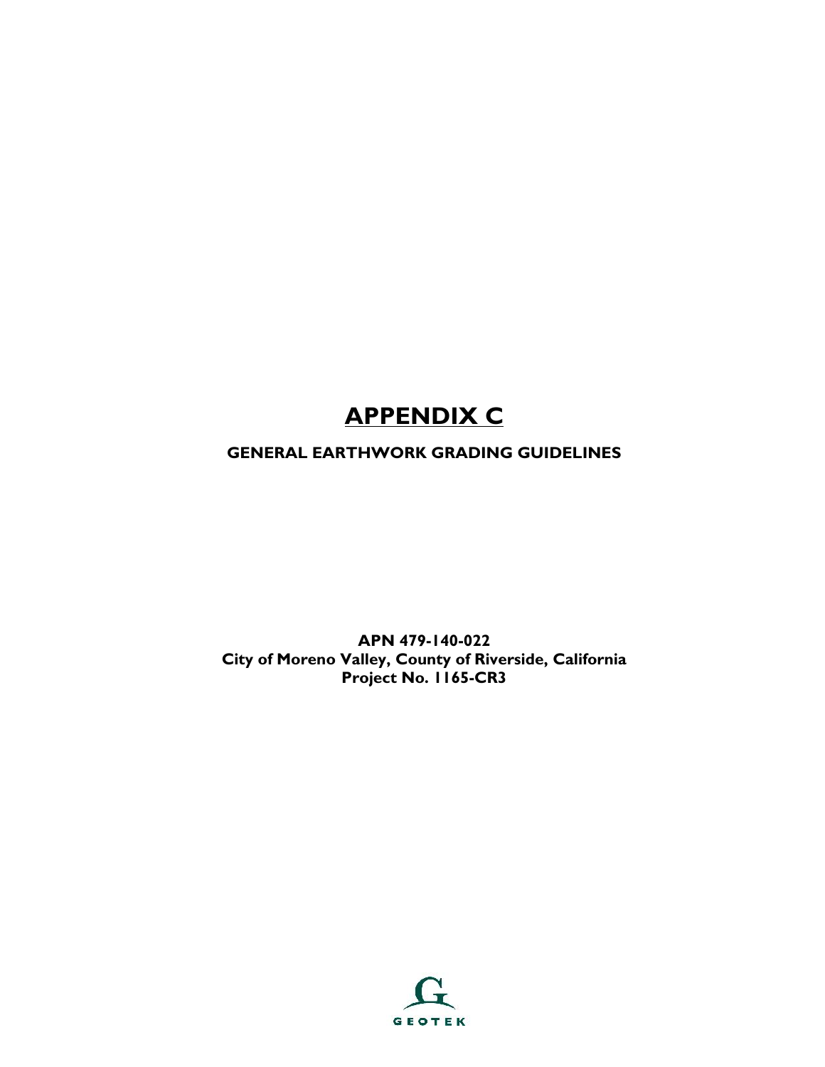# APPENDIX C

## GENERAL EARTHWORK GRADING GUIDELINES

**APN 479-140-022**
**City of Moreno Valley, County of Riverside, California**
**Project No. 1165-CR3**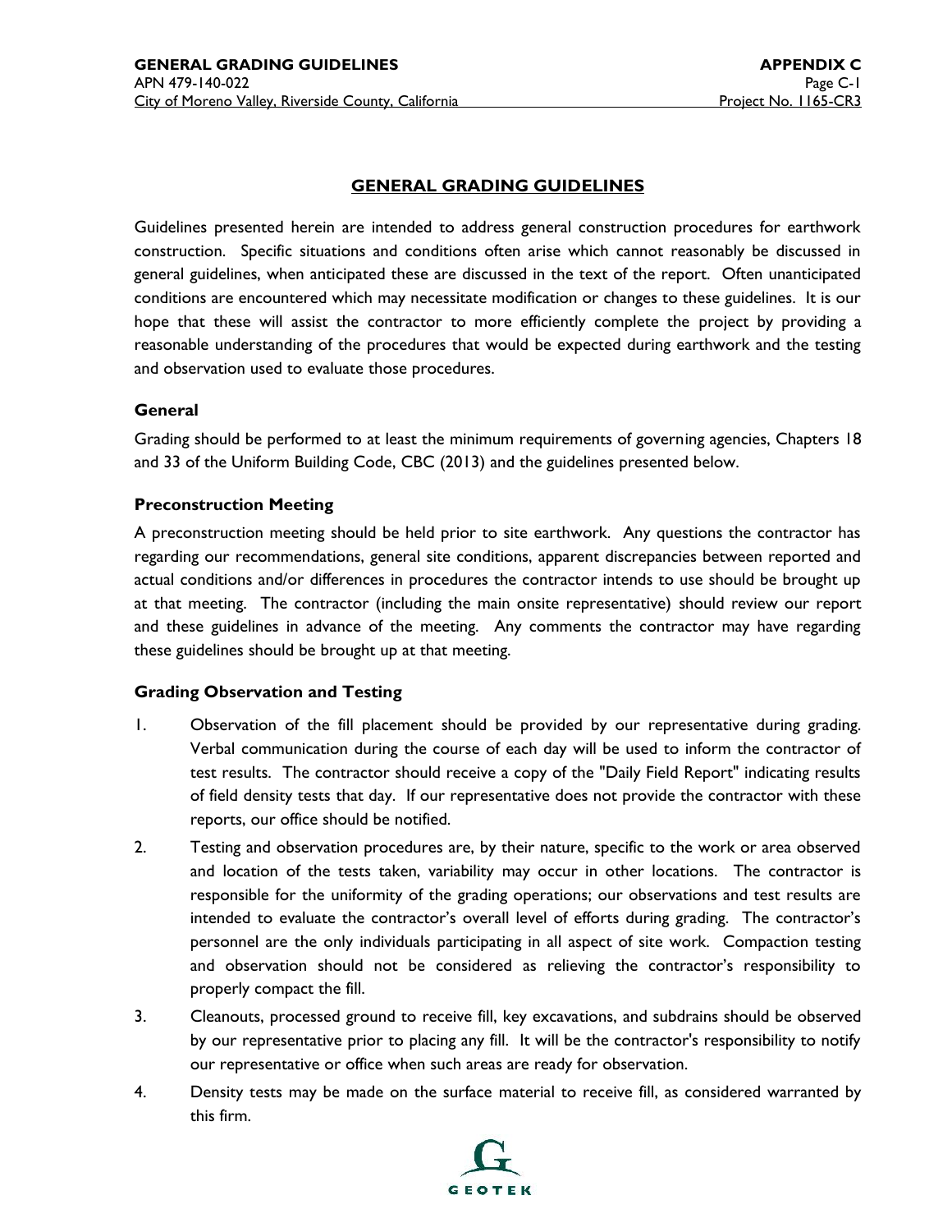## GENERAL GRADING GUIDELINES

Guidelines presented herein are intended to address general construction procedures for earthwork construction. Specific situations and conditions often arise which cannot reasonably be discussed in general guidelines, when anticipated these are discussed in the text of the report. Often unanticipated conditions are encountered which may necessitate modification or changes to these guidelines. It is our hope that these will assist the contractor to more efficiently complete the project by providing a reasonable understanding of the procedures that would be expected during earthwork and the testing and observation used to evaluate those procedures.

### General

Grading should be performed to at least the minimum requirements of governing agencies, Chapters 18 and 33 of the Uniform Building Code, CBC (2013) and the guidelines presented below.

### Preconstruction Meeting

A preconstruction meeting should be held prior to site earthwork. Any questions the contractor has regarding our recommendations, general site conditions, apparent discrepancies between reported and actual conditions and/or differences in procedures the contractor intends to use should be brought up at that meeting. The contractor (including the main onsite representative) should review our report and these guidelines in advance of the meeting. Any comments the contractor may have regarding these guidelines should be brought up at that meeting.

### Grading Observation and Testing

1. Observation of the fill placement should be provided by our representative during grading. Verbal communication during the course of each day will be used to inform the contractor of test results. The contractor should receive a copy of the "Daily Field Report" indicating results of field density tests that day. If our representative does not provide the contractor with these reports, our office should be notified.
2. Testing and observation procedures are, by their nature, specific to the work or area observed and location of the tests taken, variability may occur in other locations. The contractor is responsible for the uniformity of the grading operations; our observations and test results are intended to evaluate the contractor's overall level of efforts during grading. The contractor's personnel are the only individuals participating in all aspect of site work. Compaction testing and observation should not be considered as relieving the contractor's responsibility to properly compact the fill.
3. Cleanouts, processed ground to receive fill, key excavations, and subdrains should be observed by our representative prior to placing any fill. It will be the contractor's responsibility to notify our representative or office when such areas are ready for observation.
4. Density tests may be made on the surface material to receive fill, as considered warranted by this firm.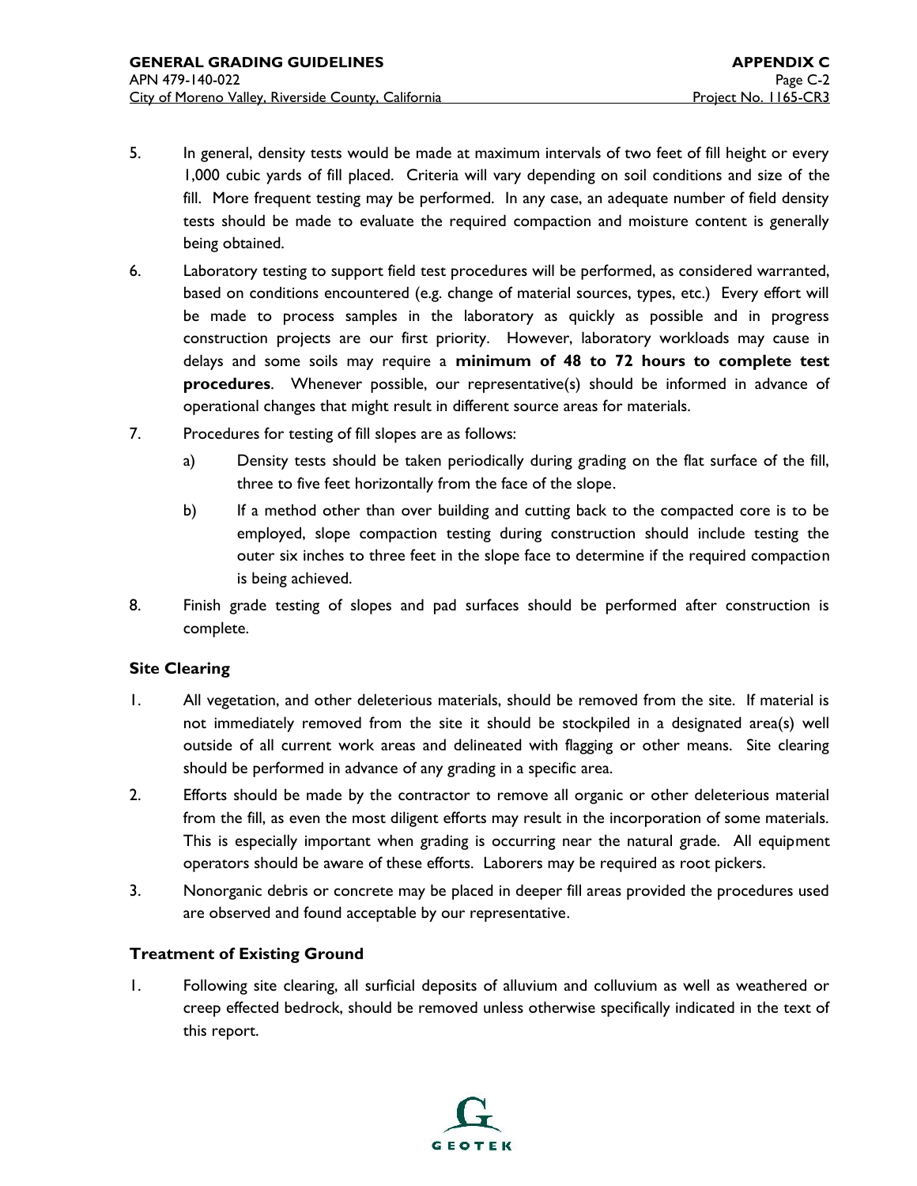5. In general, density tests would be made at maximum intervals of two feet of fill height or every 1,000 cubic yards of fill placed. Criteria will vary depending on soil conditions and size of the fill. More frequent testing may be performed. In any case, an adequate number of field density tests should be made to evaluate the required compaction and moisture content is generally being obtained.
6. Laboratory testing to support field test procedures will be performed, as considered warranted, based on conditions encountered (e.g. change of material sources, types, etc.) Every effort will be made to process samples in the laboratory as quickly as possible and in progress construction projects are our first priority. However, laboratory workloads may cause in delays and some soils may require a **minimum of 48 to 72 hours to complete test procedures**. Whenever possible, our representative(s) should be informed in advance of operational changes that might result in different source areas for materials.
7. Procedures for testing of fill slopes are as follows:
    a) Density tests should be taken periodically during grading on the flat surface of the fill, three to five feet horizontally from the face of the slope.
    b) If a method other than over building and cutting back to the compacted core is to be employed, slope compaction testing during construction should include testing the outer six inches to three feet in the slope face to determine if the required compaction is being achieved.
8. Finish grade testing of slopes and pad surfaces should be performed after construction is complete.

### Site Clearing

1. All vegetation, and other deleterious materials, should be removed from the site. If material is not immediately removed from the site it should be stockpiled in a designated area(s) well outside of all current work areas and delineated with flagging or other means. Site clearing should be performed in advance of any grading in a specific area.
2. Efforts should be made by the contractor to remove all organic or other deleterious material from the fill, as even the most diligent efforts may result in the incorporation of some materials. This is especially important when grading is occurring near the natural grade. All equipment operators should be aware of these efforts. Laborers may be required as root pickers.
3. Nonorganic debris or concrete may be placed in deeper fill areas provided the procedures used are observed and found acceptable by our representative.

### Treatment of Existing Ground

1. Following site clearing, all surficial deposits of alluvium and colluvium as well as weathered or creep effected bedrock, should be removed unless otherwise specifically indicated in the text of this report.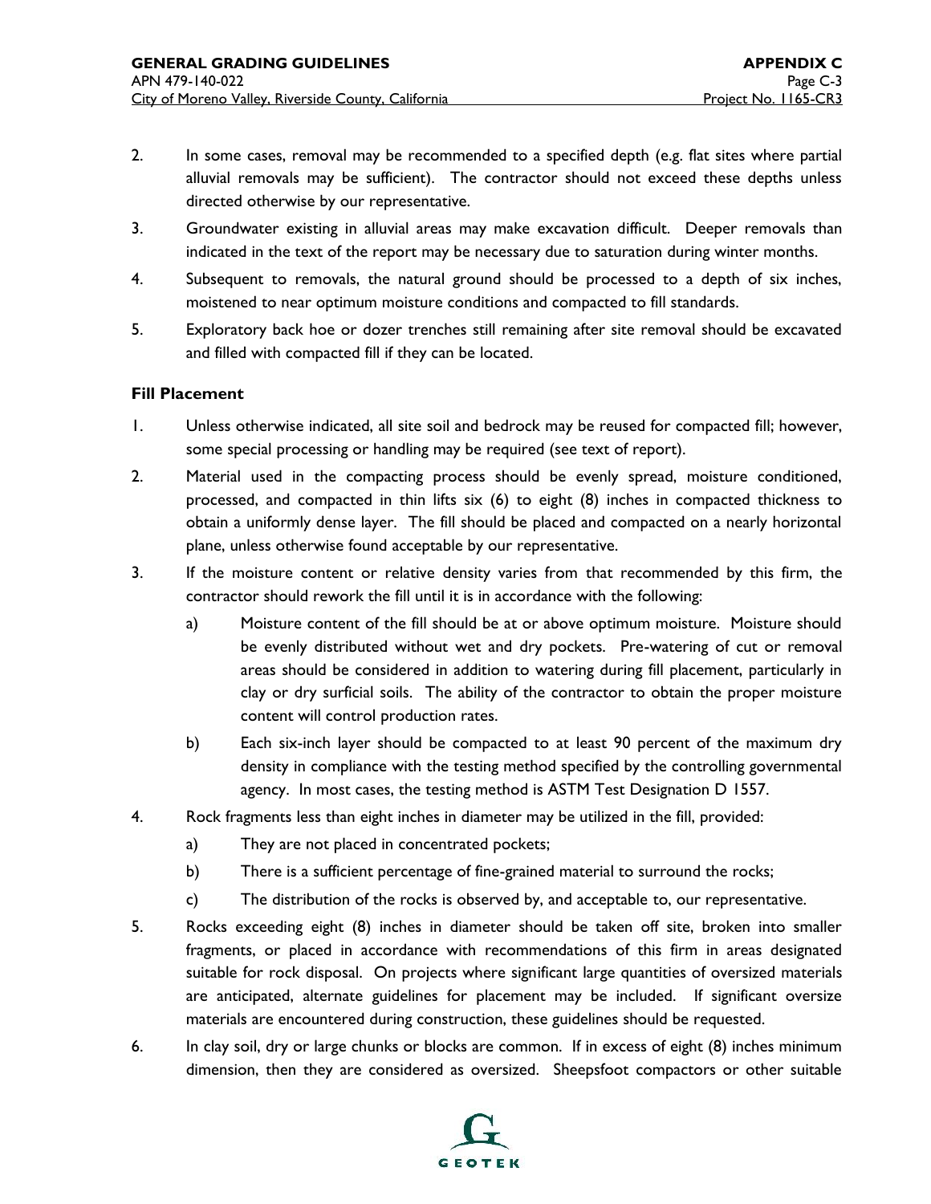2. In some cases, removal may be recommended to a specified depth (e.g. flat sites where partial alluvial removals may be sufficient). The contractor should not exceed these depths unless directed otherwise by our representative.

3. Groundwater existing in alluvial areas may make excavation difficult. Deeper removals than indicated in the text of the report may be necessary due to saturation during winter months.

4. Subsequent to removals, the natural ground should be processed to a depth of six inches, moistened to near optimum moisture conditions and compacted to fill standards.

5. Exploratory back hoe or dozer trenches still remaining after site removal should be excavated and filled with compacted fill if they can be located.

### Fill Placement

1. Unless otherwise indicated, all site soil and bedrock may be reused for compacted fill; however, some special processing or handling may be required (see text of report).

2. Material used in the compacting process should be evenly spread, moisture conditioned, processed, and compacted in thin lifts six (6) to eight (8) inches in compacted thickness to obtain a uniformly dense layer. The fill should be placed and compacted on a nearly horizontal plane, unless otherwise found acceptable by our representative.

3. If the moisture content or relative density varies from that recommended by this firm, the contractor should rework the fill until it is in accordance with the following:

   a) Moisture content of the fill should be at or above optimum moisture. Moisture should be evenly distributed without wet and dry pockets. Pre-watering of cut or removal areas should be considered in addition to watering during fill placement, particularly in clay or dry surficial soils. The ability of the contractor to obtain the proper moisture content will control production rates.

   b) Each six-inch layer should be compacted to at least 90 percent of the maximum dry density in compliance with the testing method specified by the controlling governmental agency. In most cases, the testing method is ASTM Test Designation D 1557.

4. Rock fragments less than eight inches in diameter may be utilized in the fill, provided:

   a) They are not placed in concentrated pockets;

   b) There is a sufficient percentage of fine-grained material to surround the rocks;

   c) The distribution of the rocks is observed by, and acceptable to, our representative.

5. Rocks exceeding eight (8) inches in diameter should be taken off site, broken into smaller fragments, or placed in accordance with recommendations of this firm in areas designated suitable for rock disposal. On projects where significant large quantities of oversized materials are anticipated, alternate guidelines for placement may be included. If significant oversize materials are encountered during construction, these guidelines should be requested.

6. In clay soil, dry or large chunks or blocks are common. If in excess of eight (8) inches minimum dimension, then they are considered as oversized. Sheepsfoot compactors or other suitable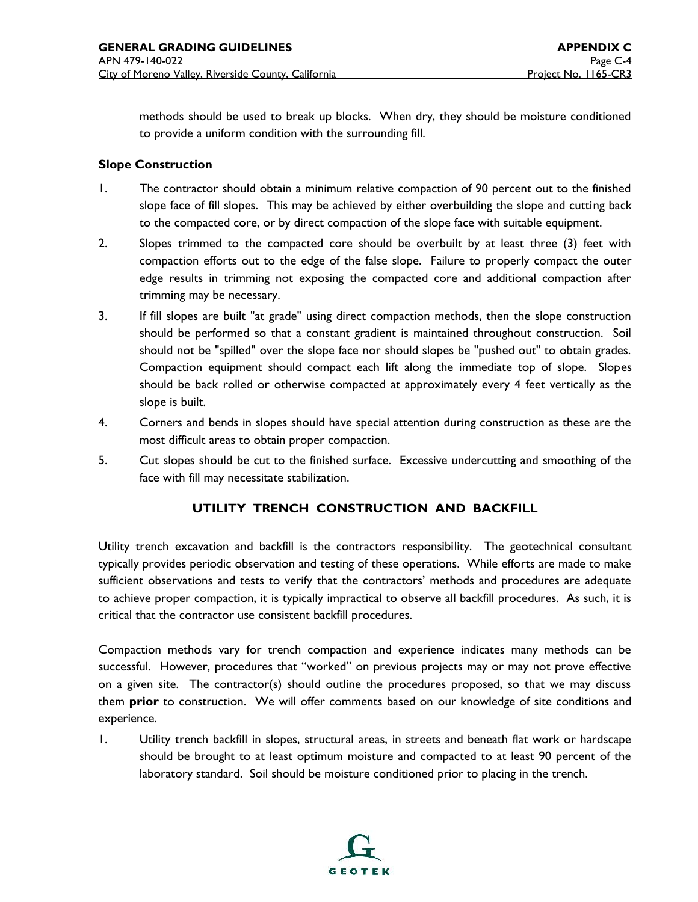methods should be used to break up blocks. When dry, they should be moisture conditioned to provide a uniform condition with the surrounding fill.

**Slope Construction**

1. The contractor should obtain a minimum relative compaction of 90 percent out to the finished slope face of fill slopes. This may be achieved by either overbuilding the slope and cutting back to the compacted core, or by direct compaction of the slope face with suitable equipment.
2. Slopes trimmed to the compacted core should be overbuilt by at least three (3) feet with compaction efforts out to the edge of the false slope. Failure to properly compact the outer edge results in trimming not exposing the compacted core and additional compaction after trimming may be necessary.
3. If fill slopes are built "at grade" using direct compaction methods, then the slope construction should be performed so that a constant gradient is maintained throughout construction. Soil should not be "spilled" over the slope face nor should slopes be "pushed out" to obtain grades. Compaction equipment should compact each lift along the immediate top of slope. Slopes should be back rolled or otherwise compacted at approximately every 4 feet vertically as the slope is built.
4. Corners and bends in slopes should have special attention during construction as these are the most difficult areas to obtain proper compaction.
5. Cut slopes should be cut to the finished surface. Excessive undercutting and smoothing of the face with fill may necessitate stabilization.

## UTILITY TRENCH CONSTRUCTION AND BACKFILL

Utility trench excavation and backfill is the contractors responsibility. The geotechnical consultant typically provides periodic observation and testing of these operations. While efforts are made to make sufficient observations and tests to verify that the contractors' methods and procedures are adequate to achieve proper compaction, it is typically impractical to observe all backfill procedures. As such, it is critical that the contractor use consistent backfill procedures.

Compaction methods vary for trench compaction and experience indicates many methods can be successful. However, procedures that "worked" on previous projects may or may not prove effective on a given site. The contractor(s) should outline the procedures proposed, so that we may discuss them **prior** to construction. We will offer comments based on our knowledge of site conditions and experience.

1. Utility trench backfill in slopes, structural areas, in streets and beneath flat work or hardscape should be brought to at least optimum moisture and compacted to at least 90 percent of the laboratory standard. Soil should be moisture conditioned prior to placing in the trench.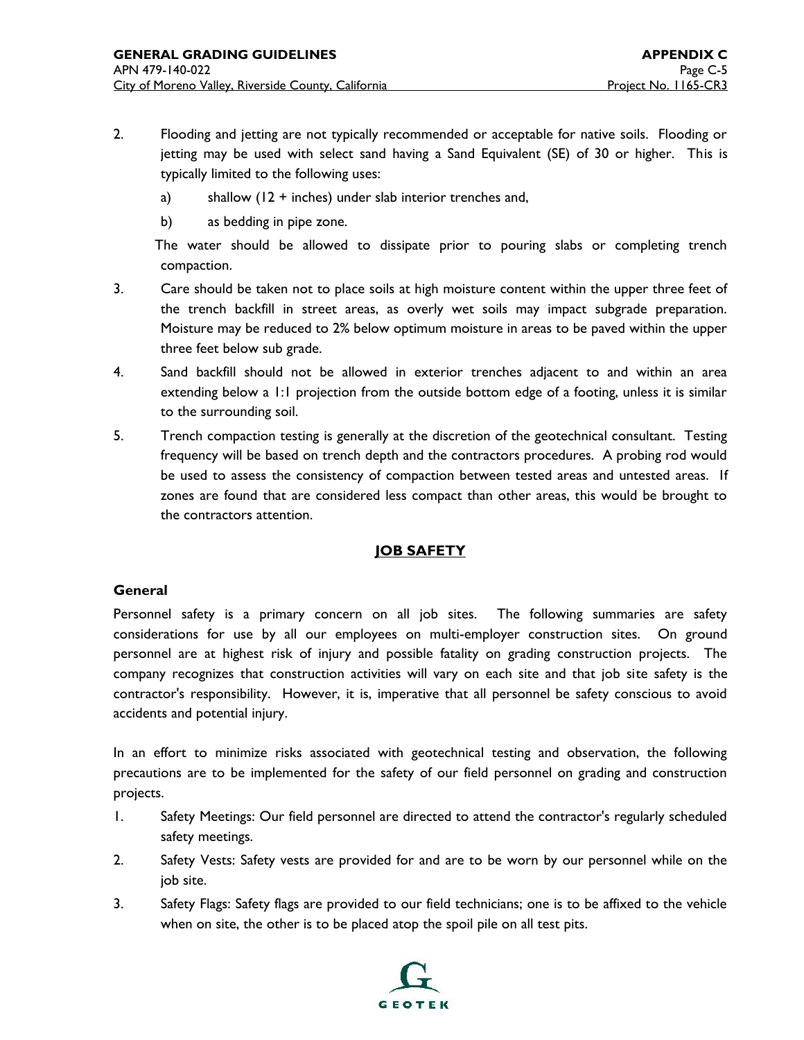2. Flooding and jetting are not typically recommended or acceptable for native soils. Flooding or jetting may be used with select sand having a Sand Equivalent (SE) of 30 or higher. This is typically limited to the following uses:

   a) shallow (12 + inches) under slab interior trenches and,

   b) as bedding in pipe zone.

   The water should be allowed to dissipate prior to pouring slabs or completing trench compaction.

3. Care should be taken not to place soils at high moisture content within the upper three feet of the trench backfill in street areas, as overly wet soils may impact subgrade preparation. Moisture may be reduced to 2% below optimum moisture in areas to be paved within the upper three feet below sub grade.

4. Sand backfill should not be allowed in exterior trenches adjacent to and within an area extending below a 1:1 projection from the outside bottom edge of a footing, unless it is similar to the surrounding soil.

5. Trench compaction testing is generally at the discretion of the geotechnical consultant. Testing frequency will be based on trench depth and the contractors procedures. A probing rod would be used to assess the consistency of compaction between tested areas and untested areas. If zones are found that are considered less compact than other areas, this would be brought to the contractors attention.

## JOB SAFETY

### General

Personnel safety is a primary concern on all job sites. The following summaries are safety considerations for use by all our employees on multi-employer construction sites. On ground personnel are at highest risk of injury and possible fatality on grading construction projects. The company recognizes that construction activities will vary on each site and that job site safety is the contractor's responsibility. However, it is, imperative that all personnel be safety conscious to avoid accidents and potential injury.

In an effort to minimize risks associated with geotechnical testing and observation, the following precautions are to be implemented for the safety of our field personnel on grading and construction projects.

1. Safety Meetings: Our field personnel are directed to attend the contractor's regularly scheduled safety meetings.

2. Safety Vests: Safety vests are provided for and are to be worn by our personnel while on the job site.

3. Safety Flags: Safety flags are provided to our field technicians; one is to be affixed to the vehicle when on site, the other is to be placed atop the spoil pile on all test pits.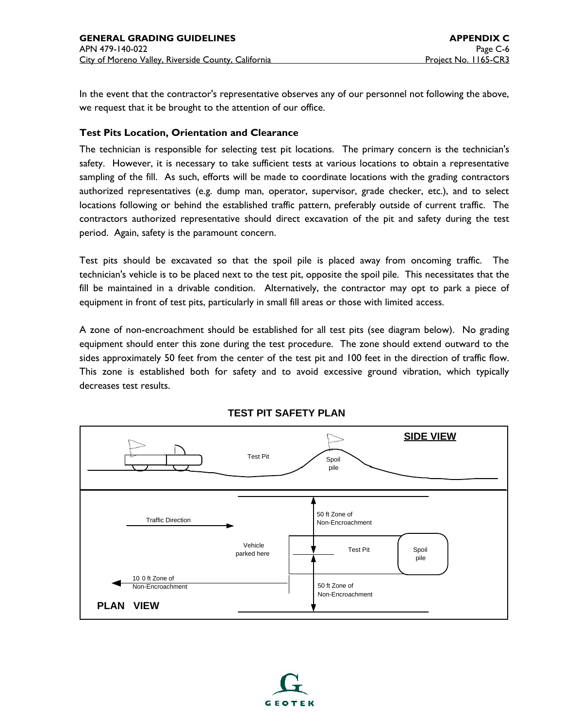In the event that the contractor's representative observes any of our personnel not following the above, we request that it be brought to the attention of our office.

### Test Pits Location, Orientation and Clearance

The technician is responsible for selecting test pit locations. The primary concern is the technician's safety. However, it is necessary to take sufficient tests at various locations to obtain a representative sampling of the fill. As such, efforts will be made to coordinate locations with the grading contractors authorized representatives (e.g. dump man, operator, supervisor, grade checker, etc.), and to select locations following or behind the established traffic pattern, preferably outside of current traffic. The contractors authorized representative should direct excavation of the pit and safety during the test period. Again, safety is the paramount concern.

Test pits should be excavated so that the spoil pile is placed away from oncoming traffic. The technician's vehicle is to be placed next to the test pit, opposite the spoil pile. This necessitates that the fill be maintained in a drivable condition. Alternatively, the contractor may opt to park a piece of equipment in front of test pits, particularly in small fill areas or those with limited access.

A zone of non-encroachment should be established for all test pits (see diagram below). No grading equipment should enter this zone during the test procedure. The zone should extend outward to the sides approximately 50 feet from the center of the test pit and 100 feet in the direction of traffic flow. This zone is established both for safety and to avoid excessive ground vibration, which typically decreases test results.

**TEST PIT SAFETY PLAN**

**SIDE VIEW**

Test Pit

Spoil pile

**PLAN VIEW**

Traffic Direction

Vehicle parked here

50 ft Zone of Non-Encroachment

Test Pit

Spoil pile

100 ft Zone of Non-Encroachment

50 ft Zone of Non-Encroachment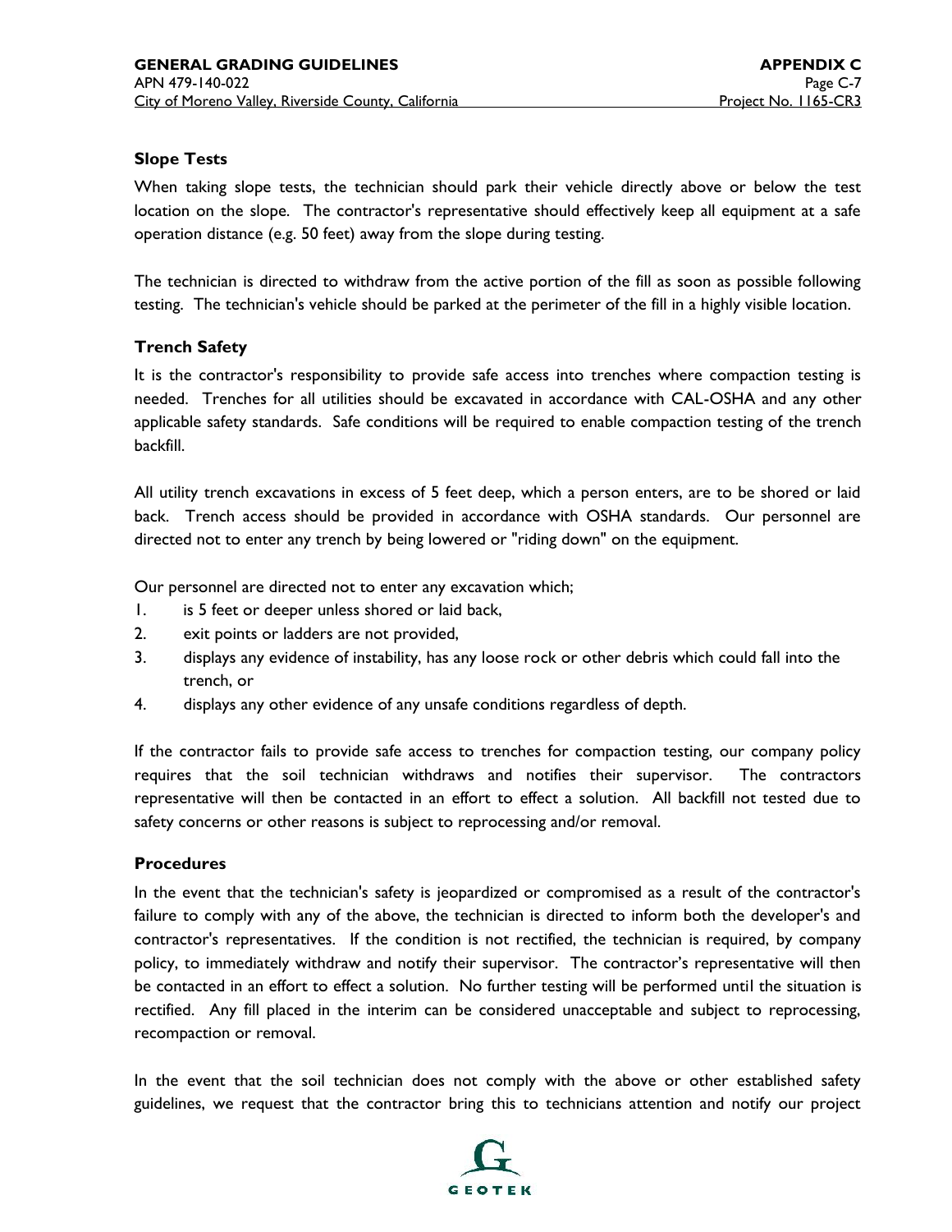### Slope Tests

When taking slope tests, the technician should park their vehicle directly above or below the test location on the slope. The contractor's representative should effectively keep all equipment at a safe operation distance (e.g. 50 feet) away from the slope during testing.

The technician is directed to withdraw from the active portion of the fill as soon as possible following testing. The technician's vehicle should be parked at the perimeter of the fill in a highly visible location.

### Trench Safety

It is the contractor's responsibility to provide safe access into trenches where compaction testing is needed. Trenches for all utilities should be excavated in accordance with CAL-OSHA and any other applicable safety standards. Safe conditions will be required to enable compaction testing of the trench backfill.

All utility trench excavations in excess of 5 feet deep, which a person enters, are to be shored or laid back. Trench access should be provided in accordance with OSHA standards. Our personnel are directed not to enter any trench by being lowered or "riding down" on the equipment.

Our personnel are directed not to enter any excavation which;

1. is 5 feet or deeper unless shored or laid back,
2. exit points or ladders are not provided,
3. displays any evidence of instability, has any loose rock or other debris which could fall into the trench, or
4. displays any other evidence of any unsafe conditions regardless of depth.

If the contractor fails to provide safe access to trenches for compaction testing, our company policy requires that the soil technician withdraws and notifies their supervisor. The contractors representative will then be contacted in an effort to effect a solution. All backfill not tested due to safety concerns or other reasons is subject to reprocessing and/or removal.

### Procedures

In the event that the technician's safety is jeopardized or compromised as a result of the contractor's failure to comply with any of the above, the technician is directed to inform both the developer's and contractor's representatives. If the condition is not rectified, the technician is required, by company policy, to immediately withdraw and notify their supervisor. The contractor's representative will then be contacted in an effort to effect a solution. No further testing will be performed until the situation is rectified. Any fill placed in the interim can be considered unacceptable and subject to reprocessing, recompaction or removal.

In the event that the soil technician does not comply with the above or other established safety guidelines, we request that the contractor bring this to technicians attention and notify our project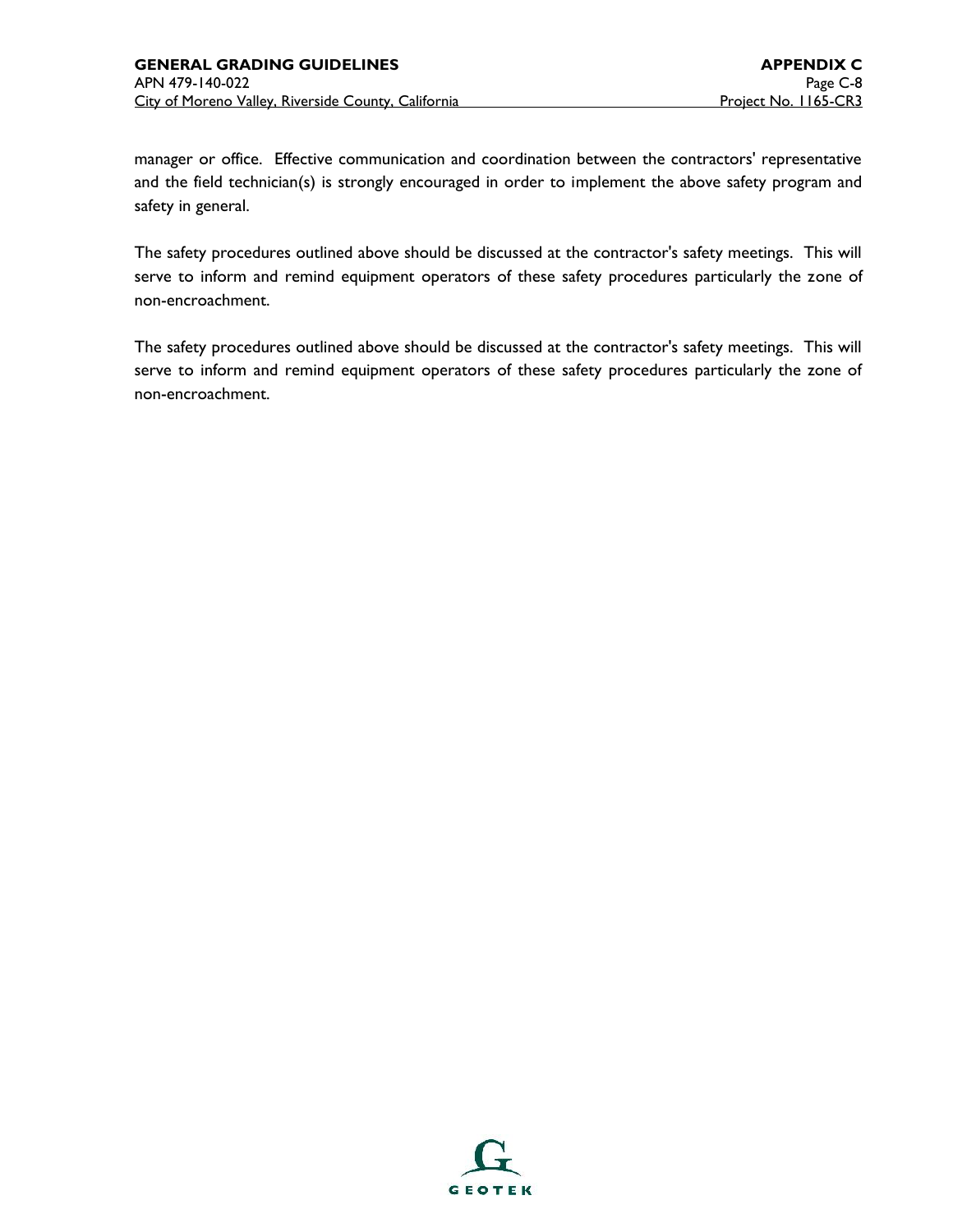manager or office. Effective communication and coordination between the contractors' representative and the field technician(s) is strongly encouraged in order to implement the above safety program and safety in general.

The safety procedures outlined above should be discussed at the contractor's safety meetings. This will serve to inform and remind equipment operators of these safety procedures particularly the zone of non-encroachment.

The safety procedures outlined above should be discussed at the contractor's safety meetings. This will serve to inform and remind equipment operators of these safety procedures particularly the zone of non-encroachment.